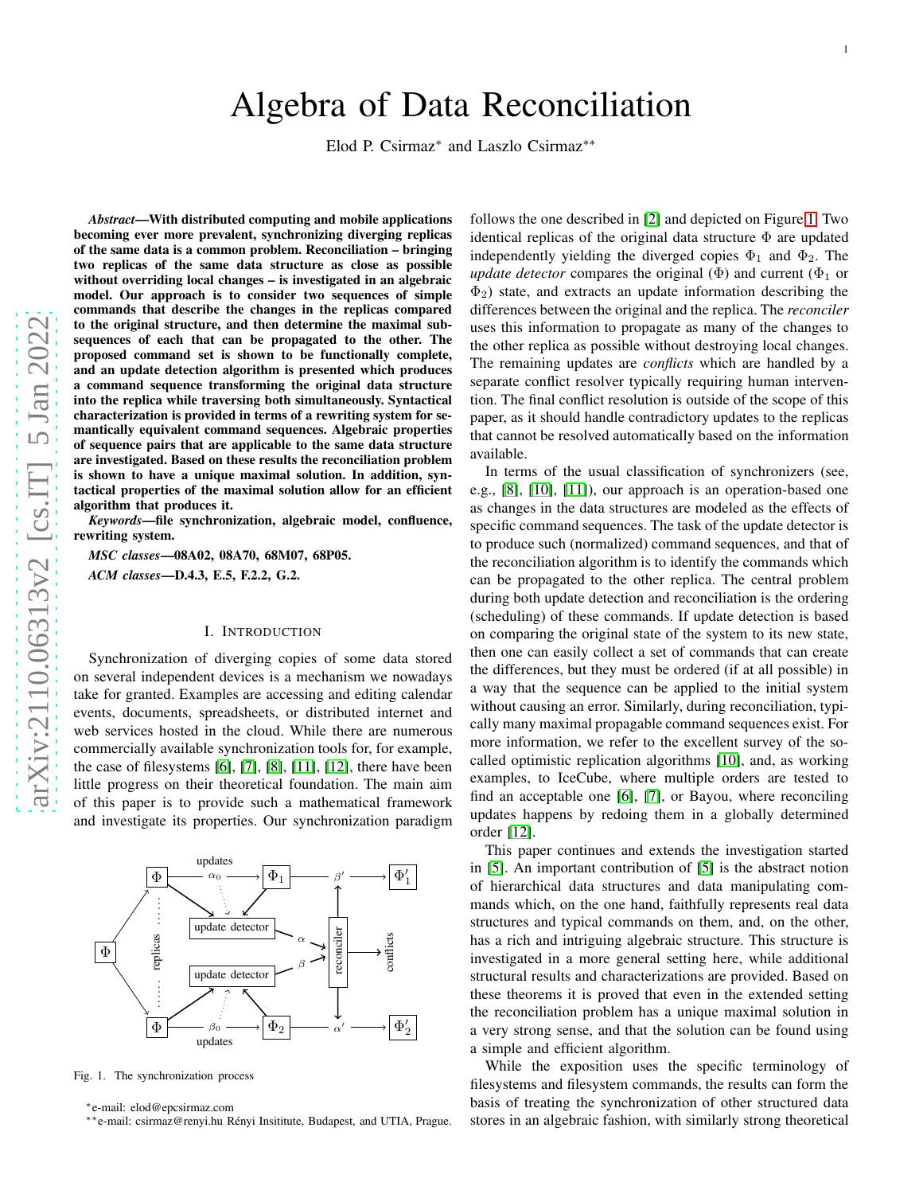# Algebra of Data Reconciliation

Elod P. Csirmaz[*] and Laszlo Csirmaz[**]

***Abstract*—With distributed computing and mobile applications becoming ever more prevalent, synchronizing diverging replicas of the same data is a common problem. Reconciliation – bringing two replicas of the same data structure as close as possible without overriding local changes – is investigated in an algebraic model. Our approach is to consider two sequences of simple commands that describe the changes in the replicas compared to the original structure, and then determine the maximal subsequences of each that can be propagated to the other. The proposed command set is shown to be functionally complete, and an update detection algorithm is presented which produces a command sequence transforming the original data structure into the replica while traversing both simultaneously. Syntactical characterization is provided in terms of a rewriting system for semantically equivalent command sequences. Algebraic properties of sequence pairs that are applicable to the same data structure are investigated. Based on these results the reconciliation problem is shown to have a unique maximal solution. In addition, syntactical properties of the maximal solution allow for an efficient algorithm that produces it.**

***Keywords*—file synchronization, algebraic model, confluence, rewriting system.**

***MSC classes*—08A02, 08A70, 68M07, 68P05.**

***ACM classes*—D.4.3, E.5, F.2.2, G.2.**

## I. Introduction

Synchronization of diverging copies of some data stored on several independent devices is a mechanism we nowadays take for granted. Examples are accessing and editing calendar events, documents, spreadsheets, or distributed internet and web services hosted in the cloud. While there are numerous commercially available synchronization tools for, for example, the case of filesystems [6], [7], [8], [11], [12], there have been little progress on their theoretical foundation. The main aim of this paper is to provide such a mathematical framework and investigate its properties. Our synchronization paradigm follows the one described in [2] and depicted on Figure 1. Two identical replicas of the original data structure $\Phi$ are updated independently yielding the diverged copies $\Phi_1$ and $\Phi_2$. The *update detector* compares the original ($\Phi$) and current ($\Phi_1$ or $\Phi_2$) state, and extracts an update information describing the differences between the original and the replica. The *reconciler* uses this information to propagate as many of the changes to the other replica as possible without destroying local changes. The remaining updates are *conflicts* which are handled by a separate conflict resolver typically requiring human intervention. The final conflict resolution is outside of the scope of this paper, as it should handle contradictory updates to the replicas that cannot be resolved automatically based on the information available.

Fig. 1. The synchronization process

In terms of the usual classification of synchronizers (see, e.g., [8], [10], [11]), our approach is an operation-based one as changes in the data structures are modeled as the effects of specific command sequences. The task of the update detector is to produce such (normalized) command sequences, and that of the reconciliation algorithm is to identify the commands which can be propagated to the other replica. The central problem during both update detection and reconciliation is the ordering (scheduling) of these commands. If update detection is based on comparing the original state of the system to its new state, then one can easily collect a set of commands that can create the differences, but they must be ordered (if at all possible) in a way that the sequence can be applied to the initial system without causing an error. Similarly, during reconciliation, typically many maximal propagable command sequences exist. For more information, we refer to the excellent survey of the so-called optimistic replication algorithms [10], and, as working examples, to IceCube, where multiple orders are tested to find an acceptable one [6], [7], or Bayou, where reconciling updates happens by redoing them in a globally determined order [12].

This paper continues and extends the investigation started in [5]. An important contribution of [5] is the abstract notion of hierarchical data structures and data manipulating commands which, on the one hand, faithfully represents real data structures and typical commands on them, and, on the other, has a rich and intriguing algebraic structure. This structure is investigated in a more general setting here, while additional structural results and characterizations are provided. Based on these theorems it is proved that even in the extended setting the reconciliation problem has a unique maximal solution in a very strong sense, and that the solution can be found using a simple and efficient algorithm.

While the exposition uses the specific terminology of filesystems and filesystem commands, the results can form the basis of treating the synchronization of other structured data stores in an algebraic fashion, with similarly strong theoretical

[*] e-mail: elod@epcsirmaz.com

[**] e-mail: csirmaz@renyi.hu Rényi Insititute, Budapest, and UTIA, Prague.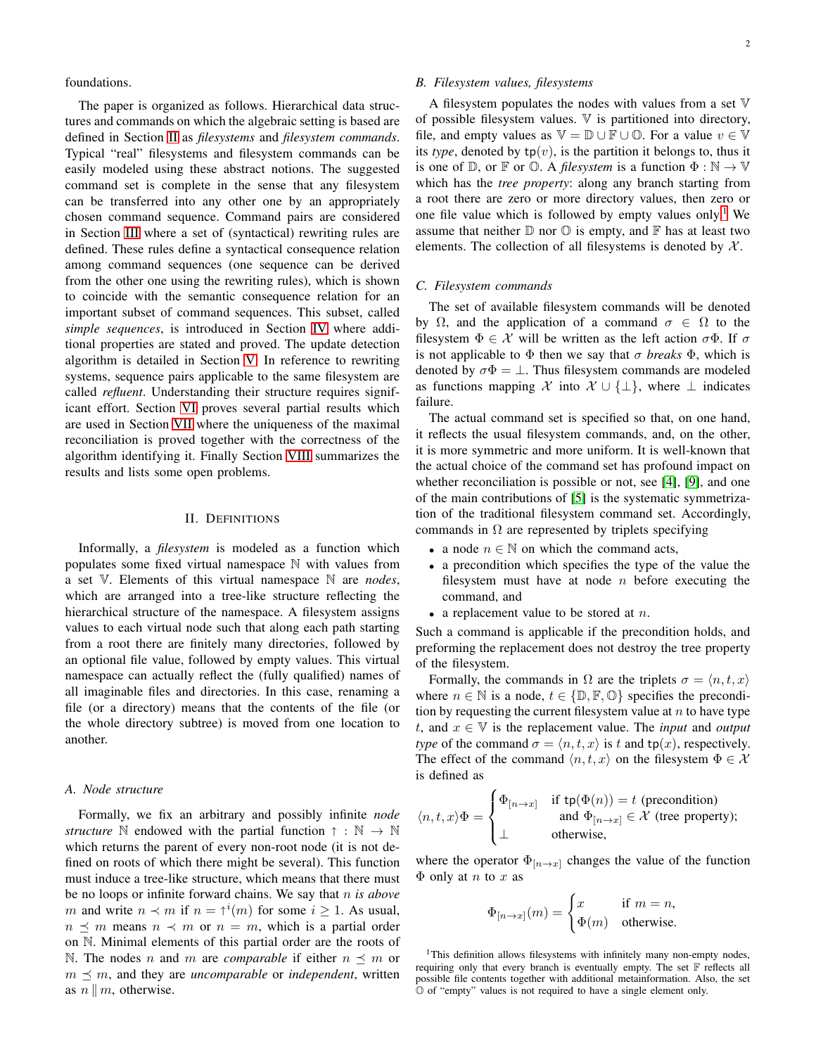foundations.

The paper is organized as follows. Hierarchical data structures and commands on which the algebraic setting is based are defined in Section II as *filesystems* and *filesystem commands*. Typical "real" filesystems and filesystem commands can be easily modeled using these abstract notions. The suggested command set is complete in the sense that any filesystem can be transferred into any other one by an appropriately chosen command sequence. Command pairs are considered in Section III where a set of (syntactical) rewriting rules are defined. These rules define a syntactical consequence relation among command sequences (one sequence can be derived from the other one using the rewriting rules), which is shown to coincide with the semantic consequence relation for an important subset of command sequences. This subset, called *simple sequences*, is introduced in Section IV where additional properties are stated and proved. The update detection algorithm is detailed in Section V. In reference to rewriting systems, sequence pairs applicable to the same filesystem are called *refluent*. Understanding their structure requires significant effort. Section VI proves several partial results which are used in Section VII where the uniqueness of the maximal reconciliation is proved together with the correctness of the algorithm identifying it. Finally Section VIII summarizes the results and lists some open problems.

## II. Definitions

Informally, a *filesystem* is modeled as a function which populates some fixed virtual namespace $\mathbb{N}$ with values from a set $\mathbb{V}$. Elements of this virtual namespace $\mathbb{N}$ are *nodes*, which are arranged into a tree-like structure reflecting the hierarchical structure of the namespace. A filesystem assigns values to each virtual node such that along each path starting from a root there are finitely many directories, followed by an optional file value, followed by empty values. This virtual namespace can actually reflect the (fully qualified) names of all imaginable files and directories. In this case, renaming a file (or a directory) means that the contents of the file (or the whole directory subtree) is moved from one location to another.

### A. Node structure

Formally, we fix an arbitrary and possibly infinite *node structure* $\mathbb{N}$ endowed with the partial function $\uparrow : \mathbb{N} \to \mathbb{N}$ which returns the parent of every non-root node (it is not defined on roots of which there might be several). This function must induce a tree-like structure, which means that there must be no loops or infinite forward chains. We say that $n$ *is above* $m$ and write $n \prec m$ if $n = \uparrow^i(m)$ for some $i \geq 1$. As usual, $n \preceq m$ means $n \prec m$ or $n = m$, which is a partial order on $\mathbb{N}$. Minimal elements of this partial order are the roots of $\mathbb{N}$. The nodes $n$ and $m$ are *comparable* if either $n \preceq m$ or $m \preceq m$, and they are *uncomparable* or *independent*, written as $n \parallel m$, otherwise.

### B. Filesystem values, filesystems

A filesystem populates the nodes with values from a set $\mathbb{V}$ of possible filesystem values. $\mathbb{V}$ is partitioned into directory, file, and empty values as $\mathbb{V} = \mathbb{D} \cup \mathbb{F} \cup \mathbb{O}$. For a value $v \in \mathbb{V}$ its *type*, denoted by $\mathtt{tp}(v)$, is the partition it belongs to, thus it is one of $\mathbb{D}$, or $\mathbb{F}$ or $\mathbb{O}$. A *filesystem* is a function $\Phi : \mathbb{N} \to \mathbb{V}$ which has the *tree property*: along any branch starting from a root there are zero or more directory values, then zero or one file value which is followed by empty values only.[1] We assume that neither $\mathbb{D}$ nor $\mathbb{O}$ is empty, and $\mathbb{F}$ has at least two elements. The collection of all filesystems is denoted by $\mathcal{X}$.

### C. Filesystem commands

The set of available filesystem commands will be denoted by $\Omega$, and the application of a command $\sigma \in \Omega$ to the filesystem $\Phi \in \mathcal{X}$ will be written as the left action $\sigma\Phi$. If $\sigma$ is not applicable to $\Phi$ then we say that $\sigma$ *breaks* $\Phi$, which is denoted by $\sigma\Phi = \perp$. Thus filesystem commands are modeled as functions mapping $\mathcal{X}$ into $\mathcal{X} \cup \{\perp\}$, where $\perp$ indicates failure.

The actual command set is specified so that, on one hand, it reflects the usual filesystem commands, and, on the other, it is more symmetric and more uniform. It is well-known that the actual choice of the command set has profound impact on whether reconciliation is possible or not, see [4], [9], and one of the main contributions of [5] is the systematic symmetrization of the traditional filesystem command set. Accordingly, commands in $\Omega$ are represented by triplets specifying

- a node $n \in \mathbb{N}$ on which the command acts,
- a precondition which specifies the type of the value the filesystem must have at node $n$ before executing the command, and
- a replacement value to be stored at $n$.

Such a command is applicable if the precondition holds, and preforming the replacement does not destroy the tree property of the filesystem.

Formally, the commands in $\Omega$ are the triplets $\sigma = \langle n, t, x \rangle$ where $n \in \mathbb{N}$ is a node, $t \in \{\mathbb{D}, \mathbb{F}, \mathbb{O}\}$ specifies the precondition by requesting the current filesystem value at $n$ to have type $t$, and $x \in \mathbb{V}$ is the replacement value. The *input* and *output type* of the command $\sigma = \langle n, t, x \rangle$ is $t$ and $\mathtt{tp}(x)$, respectively. The effect of the command $\langle n, t, x \rangle$ on the filesystem $\Phi \in \mathcal{X}$ is defined as

$$\langle n, t, x \rangle \Phi = \begin{cases} \Phi_{[n \to x]} & \text{if } \mathtt{tp}(\Phi(n)) = t \text{ (precondition)} \\ & \text{ and } \Phi_{[n \to x]} \in \mathcal{X} \text{ (tree property);} \\ \perp & \text{otherwise,} \end{cases}$$

where the operator $\Phi_{[n \to x]}$ changes the value of the function $\Phi$ only at $n$ to $x$ as

$$\Phi_{[n \to x]}(m) = \begin{cases} x & \text{if } m = n, \\ \Phi(m) & \text{otherwise.} \end{cases}$$

[1] This definition allows filesystems with infinitely many non-empty nodes, requiring only that every branch is eventually empty. The set $\mathbb{F}$ reflects all possible file contents together with additional metainformation. Also, the set $\mathbb{O}$ of "empty" values is not required to have a single element only.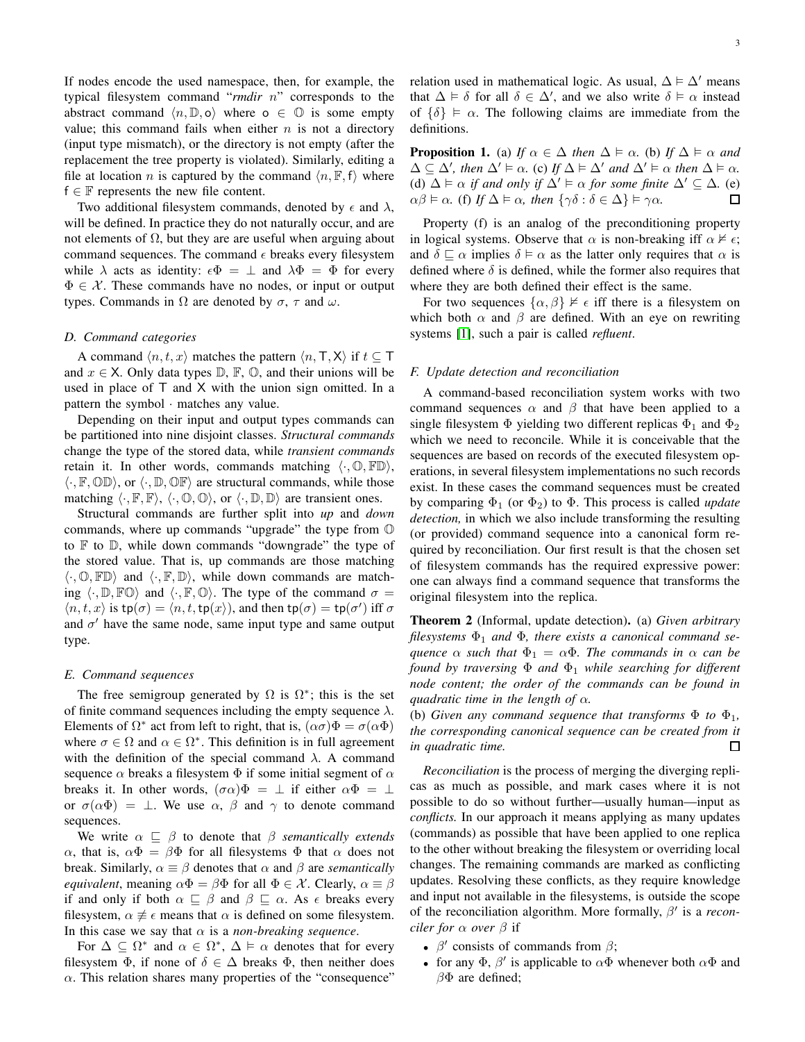If nodes encode the used namespace, then, for example, the typical filesystem command "*rmdir* $n$" corresponds to the abstract command $\langle n, \mathbb{D}, \mathsf{o}\rangle$ where $\mathsf{o} \in \mathbb{O}$ is some empty value; this command fails when either $n$ is not a directory (input type mismatch), or the directory is not empty (after the replacement the tree property is violated). Similarly, editing a file at location $n$ is captured by the command $\langle n, \mathbb{F}, \mathsf{f}\rangle$ where $\mathsf{f} \in \mathbb{F}$ represents the new file content.

Two additional filesystem commands, denoted by $\epsilon$ and $\lambda$, will be defined. In practice they do not naturally occur, and are not elements of $\Omega$, but they are are useful when arguing about command sequences. The command $\epsilon$ breaks every filesystem while $\lambda$ acts as identity: $\epsilon\Phi = \bot$ and $\lambda\Phi = \Phi$ for every $\Phi \in \mathcal{X}$. These commands have no nodes, or input or output types. Commands in $\Omega$ are denoted by $\sigma$, $\tau$ and $\omega$.

### D. Command categories

A command $\langle n, t, x\rangle$ matches the pattern $\langle n, \mathsf{T}, \mathsf{X}\rangle$ if $t \subseteq \mathsf{T}$ and $x \in \mathsf{X}$. Only data types $\mathbb{D}$, $\mathbb{F}$, $\mathbb{O}$, and their unions will be used in place of $\mathsf{T}$ and $\mathsf{X}$ with the union sign omitted. In a pattern the symbol $\cdot$ matches any value.

Depending on their input and output types commands can be partitioned into nine disjoint classes. *Structural commands* change the type of the stored data, while *transient commands* retain it. In other words, commands matching $\langle\cdot, \mathbb{O}, \mathbb{FD}\rangle$, $\langle\cdot, \mathbb{F}, \mathbb{OD}\rangle$, or $\langle\cdot, \mathbb{D}, \mathbb{OF}\rangle$ are structural commands, while those matching $\langle\cdot, \mathbb{F}, \mathbb{F}\rangle$, $\langle\cdot, \mathbb{O}, \mathbb{O}\rangle$, or $\langle\cdot, \mathbb{D}, \mathbb{D}\rangle$ are transient ones.

Structural commands are further split into *up* and *down* commands, where up commands "upgrade" the type from $\mathbb{O}$ to $\mathbb{F}$ to $\mathbb{D}$, while down commands "downgrade" the type of the stored value. That is, up commands are those matching $\langle\cdot, \mathbb{O}, \mathbb{FD}\rangle$ and $\langle\cdot, \mathbb{F}, \mathbb{D}\rangle$, while down commands are matching $\langle\cdot, \mathbb{D}, \mathbb{FO}\rangle$ and $\langle\cdot, \mathbb{F}, \mathbb{O}\rangle$. The type of the command $\sigma = \langle n, t, x\rangle$ is $\mathsf{tp}(\sigma) = \langle n, t, \mathsf{tp}(x)\rangle$, and then $\mathsf{tp}(\sigma) = \mathsf{tp}(\sigma')$ iff $\sigma$ and $\sigma'$ have the same node, same input type and same output type.

### E. Command sequences

The free semigroup generated by $\Omega$ is $\Omega^*$; this is the set of finite command sequences including the empty sequence $\lambda$. Elements of $\Omega^*$ act from left to right, that is, $(\alpha\sigma)\Phi = \sigma(\alpha\Phi)$ where $\sigma \in \Omega$ and $\alpha \in \Omega^*$. This definition is in full agreement with the definition of the special command $\lambda$. A command sequence $\alpha$ breaks a filesystem $\Phi$ if some initial segment of $\alpha$ breaks it. In other words, $(\sigma\alpha)\Phi = \bot$ if either $\alpha\Phi = \bot$ or $\sigma(\alpha\Phi) = \bot$. We use $\alpha$, $\beta$ and $\gamma$ to denote command sequences.

We write $\alpha \sqsubseteq \beta$ to denote that $\beta$ *semantically extends* $\alpha$, that is, $\alpha\Phi = \beta\Phi$ for all filesystems $\Phi$ that $\alpha$ does not break. Similarly, $\alpha \equiv \beta$ denotes that $\alpha$ and $\beta$ are *semantically equivalent*, meaning $\alpha\Phi = \beta\Phi$ for all $\Phi \in \mathcal{X}$. Clearly, $\alpha \equiv \beta$ if and only if both $\alpha \sqsubseteq \beta$ and $\beta \sqsubseteq \alpha$. As $\epsilon$ breaks every filesystem, $\alpha \not\equiv \epsilon$ means that $\alpha$ is defined on some filesystem. In this case we say that $\alpha$ is a *non-breaking sequence*.

For $\Delta \subseteq \Omega^*$ and $\alpha \in \Omega^*$, $\Delta \vDash \alpha$ denotes that for every filesystem $\Phi$, if none of $\delta \in \Delta$ breaks $\Phi$, then neither does $\alpha$. This relation shares many properties of the "consequence" relation used in mathematical logic. As usual, $\Delta \vDash \Delta'$ means that $\Delta \vDash \delta$ for all $\delta \in \Delta'$, and we also write $\delta \vDash \alpha$ instead of $\{\delta\} \vDash \alpha$. The following claims are immediate from the definitions.

**Proposition 1.** (a) *If $\alpha \in \Delta$ then $\Delta \vDash \alpha$.* (b) *If $\Delta \vDash \alpha$ and $\Delta \subseteq \Delta'$, then $\Delta' \vDash \alpha$.* (c) *If $\Delta \vDash \Delta'$ and $\Delta' \vDash \alpha$ then $\Delta \vDash \alpha$.* (d) *$\Delta \vDash \alpha$ if and only if $\Delta' \vDash \alpha$ for some finite $\Delta' \subseteq \Delta$.* (e) *$\alpha\beta \vDash \alpha$.* (f) *If $\Delta \vDash \alpha$, then $\{\gamma\delta : \delta \in \Delta\} \vDash \gamma\alpha$.* □

Property (f) is an analog of the preconditioning property in logical systems. Observe that $\alpha$ is non-breaking iff $\alpha \nvDash \epsilon$; and $\delta \sqsubseteq \alpha$ implies $\delta \vDash \alpha$ as the latter only requires that $\alpha$ is defined where $\delta$ is defined, while the former also requires that where they are both defined their effect is the same.

For two sequences $\{\alpha, \beta\} \nvDash \epsilon$ iff there is a filesystem on which both $\alpha$ and $\beta$ are defined. With an eye on rewriting systems [1], such a pair is called *refluent*.

### F. Update detection and reconciliation

A command-based reconciliation system works with two command sequences $\alpha$ and $\beta$ that have been applied to a single filesystem $\Phi$ yielding two different replicas $\Phi_1$ and $\Phi_2$ which we need to reconcile. While it is conceivable that the sequences are based on records of the executed filesystem operations, in several filesystem implementations no such records exist. In these cases the command sequences must be created by comparing $\Phi_1$ (or $\Phi_2$) to $\Phi$. This process is called *update detection,* in which we also include transforming the resulting (or provided) command sequence into a canonical form required by reconciliation. Our first result is that the chosen set of filesystem commands has the required expressive power: one can always find a command sequence that transforms the original filesystem into the replica.

**Theorem 2** (Informal, update detection)**.** (a) *Given arbitrary filesystems $\Phi_1$ and $\Phi$, there exists a canonical command sequence $\alpha$ such that $\Phi_1 = \alpha\Phi$. The commands in $\alpha$ can be found by traversing $\Phi$ and $\Phi_1$ while searching for different node content; the order of the commands can be found in quadratic time in the length of $\alpha$.*

(b) *Given any command sequence that transforms $\Phi$ to $\Phi_1$, the corresponding canonical sequence can be created from it in quadratic time.* □

*Reconciliation* is the process of merging the diverging replicas as much as possible, and mark cases where it is not possible to do so without further—usually human—input as *conflicts.* In our approach it means applying as many updates (commands) as possible that have been applied to one replica to the other without breaking the filesystem or overriding local changes. The remaining commands are marked as conflicting updates. Resolving these conflicts, as they require knowledge and input not available in the filesystems, is outside the scope of the reconciliation algorithm. More formally, $\beta'$ is a *reconciler for $\alpha$ over $\beta$* if

- $\beta'$ consists of commands from $\beta$;
- for any $\Phi$, $\beta'$ is applicable to $\alpha\Phi$ whenever both $\alpha\Phi$ and $\beta\Phi$ are defined;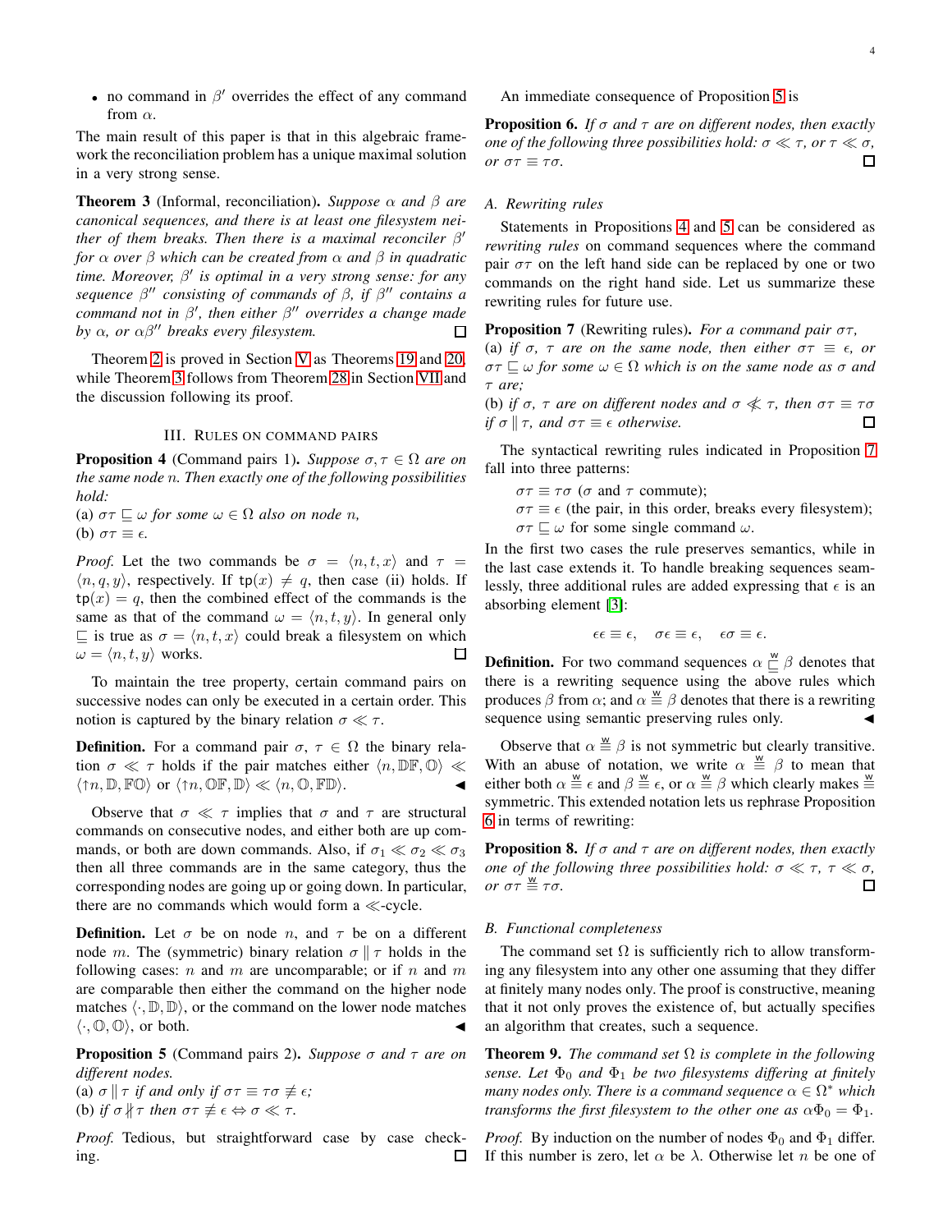- no command in $\beta'$ overrides the effect of any command from $\alpha$.

The main result of this paper is that in this algebraic framework the reconciliation problem has a unique maximal solution in a very strong sense.

**Theorem 3** (Informal, reconciliation). *Suppose $\alpha$ and $\beta$ are canonical sequences, and there is at least one filesystem neither of them breaks. Then there is a maximal reconciler $\beta'$ for $\alpha$ over $\beta$ which can be created from $\alpha$ and $\beta$ in quadratic time. Moreover, $\beta'$ is optimal in a very strong sense: for any sequence $\beta''$ consisting of commands of $\beta$, if $\beta''$ contains a command not in $\beta'$, then either $\beta''$ overrides a change made by $\alpha$, or $\alpha\beta''$ breaks every filesystem.* □

Theorem 2 is proved in Section V as Theorems 19 and 20, while Theorem 3 follows from Theorem 28 in Section VII and the discussion following its proof.

## III. Rules on command pairs

**Proposition 4** (Command pairs 1). *Suppose $\sigma, \tau \in \Omega$ are on the same node $n$. Then exactly one of the following possibilities hold:*
*(a) $\sigma\tau \sqsubseteq \omega$ for some $\omega \in \Omega$ also on node $n$,*
*(b) $\sigma\tau \equiv \epsilon$.*

*Proof.* Let the two commands be $\sigma = \langle n, t, x\rangle$ and $\tau = \langle n, q, y\rangle$, respectively. If $\mathtt{tp}(x) \neq q$, then case (ii) holds. If $\mathtt{tp}(x) = q$, then the combined effect of the commands is the same as that of the command $\omega = \langle n, t, y\rangle$. In general only $\sqsubseteq$ is true as $\sigma = \langle n, t, x\rangle$ could break a filesystem on which $\omega = \langle n, t, y\rangle$ works. □

To maintain the tree property, certain command pairs on successive nodes can only be executed in a certain order. This notion is captured by the binary relation $\sigma \ll \tau$.

**Definition.** For a command pair $\sigma$, $\tau \in \Omega$ the binary relation $\sigma \ll \tau$ holds if the pair matches either $\langle n, \mathbb{DF}, \mathbb{O}\rangle \ll \langle\uparrow n, \mathbb{D}, \mathbb{FO}\rangle$ or $\langle\uparrow n, \mathbb{OF}, \mathbb{D}\rangle \ll \langle n, \mathbb{O}, \mathbb{FD}\rangle$. ◀

Observe that $\sigma \ll \tau$ implies that $\sigma$ and $\tau$ are structural commands on consecutive nodes, and either both are up commands, or both are down commands. Also, if $\sigma_1 \ll \sigma_2 \ll \sigma_3$ then all three commands are in the same category, thus the corresponding nodes are going up or going down. In particular, there are no commands which would form a $\ll$-cycle.

**Definition.** Let $\sigma$ be on node $n$, and $\tau$ be on a different node $m$. The (symmetric) binary relation $\sigma \parallel \tau$ holds in the following cases: $n$ and $m$ are uncomparable; or if $n$ and $m$ are comparable then either the command on the higher node matches $\langle\cdot, \mathbb{D}, \mathbb{D}\rangle$, or the command on the lower node matches $\langle\cdot, \mathbb{O}, \mathbb{O}\rangle$, or both. ◀

**Proposition 5** (Command pairs 2). *Suppose $\sigma$ and $\tau$ are on different nodes.*
*(a) $\sigma \parallel \tau$ if and only if $\sigma\tau \equiv \tau\sigma \not\equiv \epsilon$;*
*(b) if $\sigma \not\parallel \tau$ then $\sigma\tau \not\equiv \epsilon \Leftrightarrow \sigma \ll \tau$.*

*Proof.* Tedious, but straightforward case by case checking. □

An immediate consequence of Proposition 5 is

**Proposition 6.** *If $\sigma$ and $\tau$ are on different nodes, then exactly one of the following three possibilities hold: $\sigma \ll \tau$, or $\tau \ll \sigma$, or $\sigma\tau \equiv \tau\sigma$.* □

### A. Rewriting rules

Statements in Propositions 4 and 5 can be considered as *rewriting rules* on command sequences where the command pair $\sigma\tau$ on the left hand side can be replaced by one or two commands on the right hand side. Let us summarize these rewriting rules for future use.

**Proposition 7** (Rewriting rules). *For a command pair $\sigma\tau$,*
*(a) if $\sigma$, $\tau$ are on the same node, then either $\sigma\tau \equiv \epsilon$, or $\sigma\tau \sqsubseteq \omega$ for some $\omega \in \Omega$ which is on the same node as $\sigma$ and $\tau$ are;*
*(b) if $\sigma$, $\tau$ are on different nodes and $\sigma \not\ll \tau$, then $\sigma\tau \equiv \tau\sigma$ if $\sigma \parallel \tau$, and $\sigma\tau \equiv \epsilon$ otherwise.* □

The syntactical rewriting rules indicated in Proposition 7 fall into three patterns:

$\sigma\tau \equiv \tau\sigma$ ($\sigma$ and $\tau$ commute);
$\sigma\tau \equiv \epsilon$ (the pair, in this order, breaks every filesystem);
$\sigma\tau \sqsubseteq \omega$ for some single command $\omega$.

In the first two cases the rule preserves semantics, while in the last case extends it. To handle breaking sequences seamlessly, three additional rules are added expressing that $\epsilon$ is an absorbing element [3]:

$$\epsilon\epsilon \equiv \epsilon, \quad \sigma\epsilon \equiv \epsilon, \quad \epsilon\sigma \equiv \epsilon.$$

**Definition.** For two command sequences $\alpha \overset{\mathtt{w}}{\sqsubseteq} \beta$ denotes that there is a rewriting sequence using the above rules which produces $\beta$ from $\alpha$; and $\alpha \overset{\mathtt{w}}{\equiv} \beta$ denotes that there is a rewriting sequence using semantic preserving rules only. ◀

Observe that $\alpha \overset{\mathtt{w}}{\equiv} \beta$ is not symmetric but clearly transitive. With an abuse of notation, we write $\alpha \overset{\mathtt{w}}{\equiv} \beta$ to mean that either both $\alpha \overset{\mathtt{w}}{\equiv} \epsilon$ and $\beta \overset{\mathtt{w}}{\equiv} \epsilon$, or $\alpha \overset{\mathtt{w}}{\equiv} \beta$ which clearly makes $\overset{\mathtt{w}}{\equiv}$ symmetric. This extended notation lets us rephrase Proposition 6 in terms of rewriting:

**Proposition 8.** *If $\sigma$ and $\tau$ are on different nodes, then exactly one of the following three possibilities hold: $\sigma \ll \tau$, $\tau \ll \sigma$, or $\sigma\tau \overset{\mathtt{w}}{\equiv} \tau\sigma$.* □

### B. Functional completeness

The command set $\Omega$ is sufficiently rich to allow transforming any filesystem into any other one assuming that they differ at finitely many nodes only. The proof is constructive, meaning that it not only proves the existence of, but actually specifies an algorithm that creates, such a sequence.

**Theorem 9.** *The command set $\Omega$ is complete in the following sense. Let $\Phi_0$ and $\Phi_1$ be two filesystems differing at finitely many nodes only. There is a command sequence $\alpha \in \Omega^*$ which transforms the first filesystem to the other one as $\alpha\Phi_0 = \Phi_1$.*

*Proof.* By induction on the number of nodes $\Phi_0$ and $\Phi_1$ differ. If this number is zero, let $\alpha$ be $\lambda$. Otherwise let $n$ be one of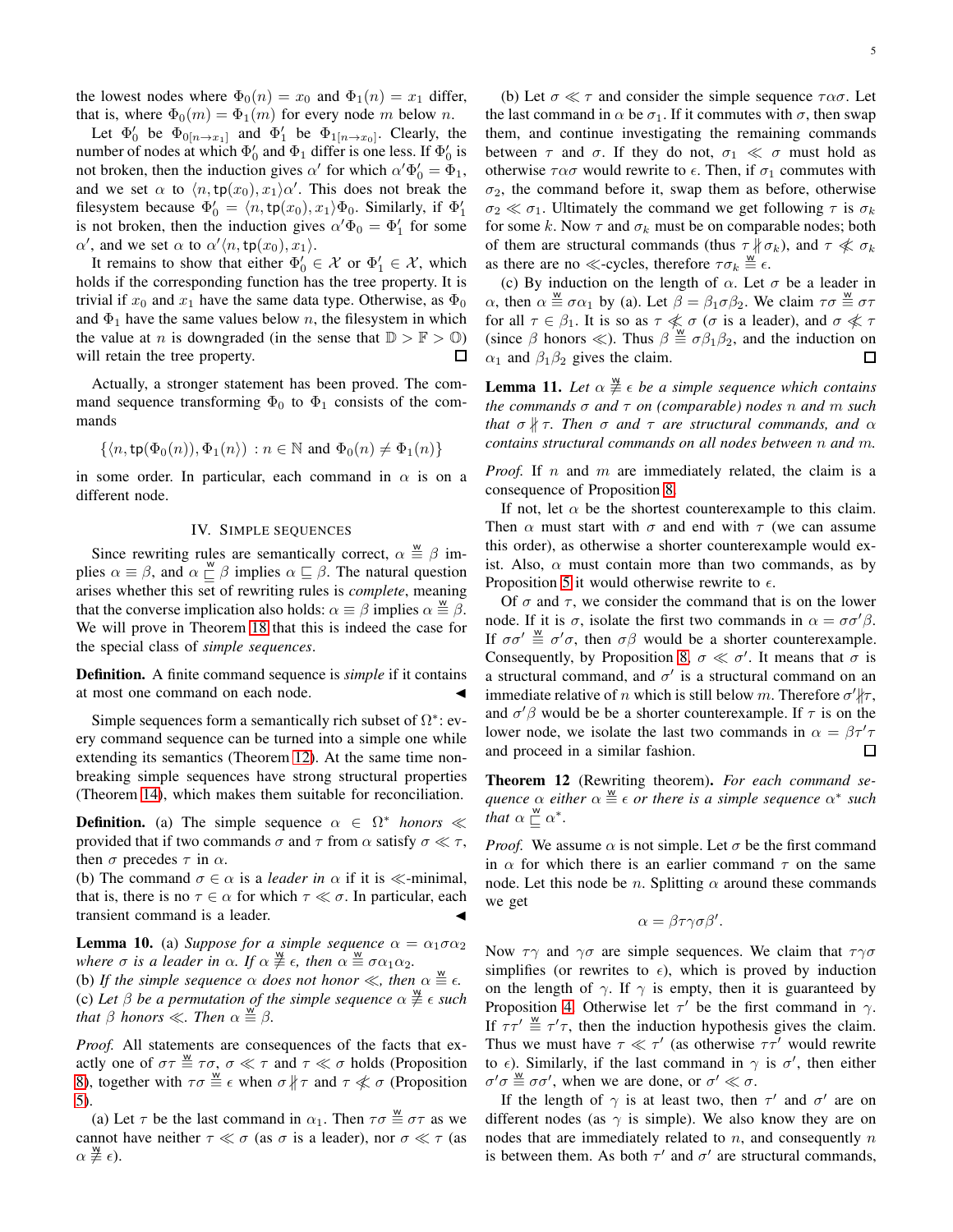the lowest nodes where $\Phi_0(n) = x_0$ and $\Phi_1(n) = x_1$ differ, that is, where $\Phi_0(m) = \Phi_1(m)$ for every node $m$ below $n$.

Let $\Phi_0'$ be $\Phi_{0[n\to x_1]}$ and $\Phi_1'$ be $\Phi_{1[n\to x_0]}$. Clearly, the number of nodes at which $\Phi_0'$ and $\Phi_1$ differ is one less. If $\Phi_0'$ is not broken, then the induction gives $\alpha'$ for which $\alpha'\Phi_0' = \Phi_1$, and we set $\alpha$ to $\langle n, \mathsf{tp}(x_0), x_1\rangle\alpha'$. This does not break the filesystem because $\Phi_0' = \langle n, \mathsf{tp}(x_0), x_1\rangle\Phi_0$. Similarly, if $\Phi_1'$ is not broken, then the induction gives $\alpha'\Phi_0 = \Phi_1'$ for some $\alpha'$, and we set $\alpha$ to $\alpha'\langle n, \mathsf{tp}(x_0), x_1\rangle$.

It remains to show that either $\Phi_0' \in \mathcal{X}$ or $\Phi_1' \in \mathcal{X}$, which holds if the corresponding function has the tree property. It is trivial if $x_0$ and $x_1$ have the same data type. Otherwise, as $\Phi_0$ and $\Phi_1$ have the same values below $n$, the filesystem in which the value at $n$ is downgraded (in the sense that $\mathbb{D} > \mathbb{F} > \mathbb{O}$) will retain the tree property. ◻

Actually, a stronger statement has been proved. The command sequence transforming $\Phi_0$ to $\Phi_1$ consists of the commands

$$\{\langle n, \mathsf{tp}(\Phi_0(n)), \Phi_1(n)\rangle : n \in \mathbb{N} \text{ and } \Phi_0(n) \neq \Phi_1(n)\}$$

in some order. In particular, each command in $\alpha$ is on a different node.

## IV. Simple sequences

Since rewriting rules are semantically correct, $\alpha \overset{w}{\equiv} \beta$ implies $\alpha \equiv \beta$, and $\alpha \overset{w}{\sqsubseteq} \beta$ implies $\alpha \sqsubseteq \beta$. The natural question arises whether this set of rewriting rules is *complete*, meaning that the converse implication also holds: $\alpha \equiv \beta$ implies $\alpha \overset{w}{\equiv} \beta$. We will prove in Theorem 18 that this is indeed the case for the special class of *simple sequences*.

**Definition.** A finite command sequence is *simple* if it contains at most one command on each node. ◂

Simple sequences form a semantically rich subset of $\Omega^*$: every command sequence can be turned into a simple one while extending its semantics (Theorem 12). At the same time non-breaking simple sequences have strong structural properties (Theorem 14), which makes them suitable for reconciliation.

**Definition.** (a) The simple sequence $\alpha \in \Omega^*$ *honors* $\ll$ provided that if two commands $\sigma$ and $\tau$ from $\alpha$ satisfy $\sigma \ll \tau$, then $\sigma$ precedes $\tau$ in $\alpha$.
(b) The command $\sigma \in \alpha$ is a *leader in* $\alpha$ if it is $\ll$-minimal, that is, there is no $\tau \in \alpha$ for which $\tau \ll \sigma$. In particular, each transient command is a leader. ◂

**Lemma 10.** (a) *Suppose for a simple sequence $\alpha = \alpha_1\sigma\alpha_2$ where $\sigma$ is a leader in $\alpha$. If $\alpha \overset{w}{\not\equiv} \epsilon$, then $\alpha \overset{w}{\equiv} \sigma\alpha_1\alpha_2$.*
(b) *If the simple sequence $\alpha$ does not honor $\ll$, then $\alpha \overset{w}{\equiv} \epsilon$.*
(c) *Let $\beta$ be a permutation of the simple sequence $\alpha \overset{w}{\not\equiv} \epsilon$ such that $\beta$ honors $\ll$. Then $\alpha \overset{w}{\equiv} \beta$.*

*Proof.* All statements are consequences of the facts that exactly one of $\sigma\tau \overset{w}{\equiv} \tau\sigma$, $\sigma \ll \tau$ and $\tau \ll \sigma$ holds (Proposition 8), together with $\tau\sigma \overset{w}{\equiv} \epsilon$ when $\sigma \not\parallel \tau$ and $\tau \not\ll \sigma$ (Proposition 5).

(a) Let $\tau$ be the last command in $\alpha_1$. Then $\tau\sigma \overset{w}{\equiv} \sigma\tau$ as we cannot have neither $\tau \ll \sigma$ (as $\sigma$ is a leader), nor $\sigma \ll \tau$ (as $\alpha \overset{w}{\not\equiv} \epsilon$).

(b) Let $\sigma \ll \tau$ and consider the simple sequence $\tau\alpha\sigma$. Let the last command in $\alpha$ be $\sigma_1$. If it commutes with $\sigma$, then swap them, and continue investigating the remaining commands between $\tau$ and $\sigma$. If they do not, $\sigma_1 \ll \sigma$ must hold as otherwise $\tau\alpha\sigma$ would rewrite to $\epsilon$. Then, if $\sigma_1$ commutes with $\sigma_2$, the command before it, swap them as before, otherwise $\sigma_2 \ll \sigma_1$. Ultimately the command we get following $\tau$ is $\sigma_k$ for some $k$. Now $\tau$ and $\sigma_k$ must be on comparable nodes; both of them are structural commands (thus $\tau \not\parallel \sigma_k$), and $\tau \not\ll \sigma_k$ as there are no $\ll$-cycles, therefore $\tau\sigma_k \overset{w}{\equiv} \epsilon$.

(c) By induction on the length of $\alpha$. Let $\sigma$ be a leader in $\alpha$, then $\alpha \overset{w}{\equiv} \sigma\alpha_1$ by (a). Let $\beta = \beta_1\sigma\beta_2$. We claim $\tau\sigma \overset{w}{\equiv} \sigma\tau$ for all $\tau \in \beta_1$. It is so as $\tau \not\ll \sigma$ ($\sigma$ is a leader), and $\sigma \not\ll \tau$ (since $\beta$ honors $\ll$). Thus $\beta \overset{w}{\equiv} \sigma\beta_1\beta_2$, and the induction on $\alpha_1$ and $\beta_1\beta_2$ gives the claim. ◻

**Lemma 11.** *Let $\alpha \overset{w}{\not\equiv} \epsilon$ be a simple sequence which contains the commands $\sigma$ and $\tau$ on (comparable) nodes $n$ and $m$ such that $\sigma \not\parallel \tau$. Then $\sigma$ and $\tau$ are structural commands, and $\alpha$ contains structural commands on all nodes between $n$ and $m$.*

*Proof.* If $n$ and $m$ are immediately related, the claim is a consequence of Proposition 8.

If not, let $\alpha$ be the shortest counterexample to this claim. Then $\alpha$ must start with $\sigma$ and end with $\tau$ (we can assume this order), as otherwise a shorter counterexample would exist. Also, $\alpha$ must contain more than two commands, as by Proposition 5 it would otherwise rewrite to $\epsilon$.

Of $\sigma$ and $\tau$, we consider the command that is on the lower node. If it is $\sigma$, isolate the first two commands in $\alpha = \sigma\sigma'\beta$. If $\sigma\sigma' \overset{w}{\equiv} \sigma'\sigma$, then $\sigma\beta$ would be a shorter counterexample. Consequently, by Proposition 8, $\sigma \ll \sigma'$. It means that $\sigma$ is a structural command, and $\sigma'$ is a structural command on an immediate relative of $n$ which is still below $m$. Therefore $\sigma' \not\parallel \tau$, and $\sigma'\beta$ would be be a shorter counterexample. If $\tau$ is on the lower node, we isolate the last two commands in $\alpha = \beta\tau'\tau$ and proceed in a similar fashion. ◻

**Theorem 12** (Rewriting theorem)**.** *For each command sequence $\alpha$ either $\alpha \overset{w}{\equiv} \epsilon$ or there is a simple sequence $\alpha^*$ such that $\alpha \overset{w}{\sqsubseteq} \alpha^*$.*

*Proof.* We assume $\alpha$ is not simple. Let $\sigma$ be the first command in $\alpha$ for which there is an earlier command $\tau$ on the same node. Let this node be $n$. Splitting $\alpha$ around these commands we get

$$\alpha = \beta\tau\gamma\sigma\beta'.$$

Now $\tau\gamma$ and $\gamma\sigma$ are simple sequences. We claim that $\tau\gamma\sigma$ simplifies (or rewrites to $\epsilon$), which is proved by induction on the length of $\gamma$. If $\gamma$ is empty, then it is guaranteed by Proposition 4. Otherwise let $\tau'$ be the first command in $\gamma$. If $\tau\tau' \overset{w}{\equiv} \tau'\tau$, then the induction hypothesis gives the claim. Thus we must have $\tau \ll \tau'$ (as otherwise $\tau\tau'$ would rewrite to $\epsilon$). Similarly, if the last command in $\gamma$ is $\sigma'$, then either $\sigma'\sigma \overset{w}{\equiv} \sigma\sigma'$, when we are done, or $\sigma' \ll \sigma$.

If the length of $\gamma$ is at least two, then $\tau'$ and $\sigma'$ are on different nodes (as $\gamma$ is simple). We also know they are on nodes that are immediately related to $n$, and consequently $n$ is between them. As both $\tau'$ and $\sigma'$ are structural commands,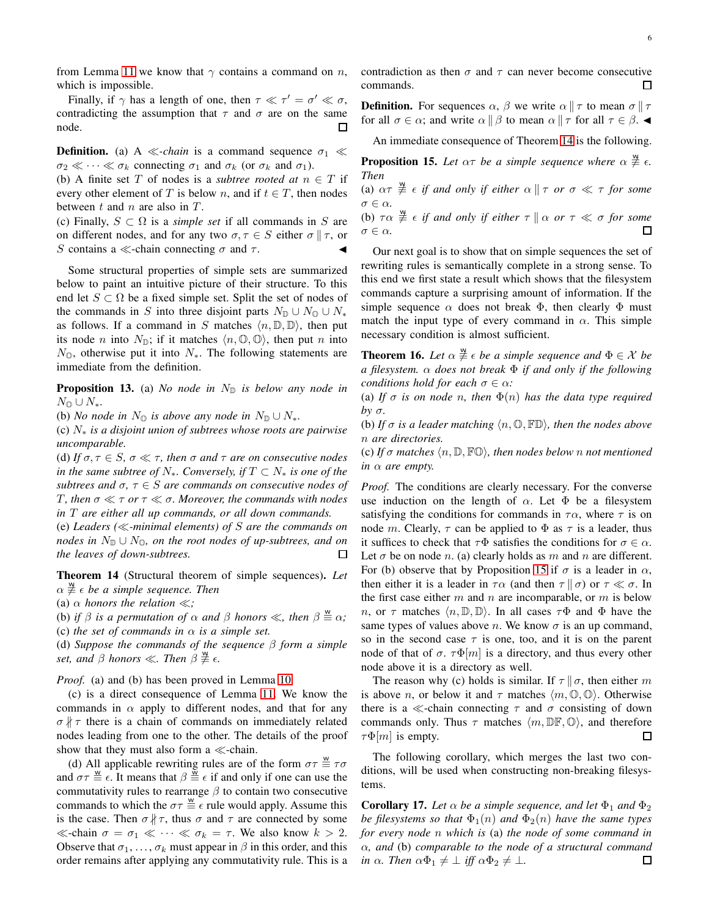from Lemma 11 we know that $\gamma$ contains a command on $n$, which is impossible.

Finally, if $\gamma$ has a length of one, then $\tau \ll \tau' = \sigma' \ll \sigma$, contradicting the assumption that $\tau$ and $\sigma$ are on the same node. ☐

**Definition.** (a) A *$\ll$-chain* is a command sequence $\sigma_1 \ll \sigma_2 \ll \cdots \ll \sigma_k$ connecting $\sigma_1$ and $\sigma_k$ (or $\sigma_k$ and $\sigma_1$).
(b) A finite set $T$ of nodes is a *subtree rooted at* $n \in T$ if every other element of $T$ is below $n$, and if $t \in T$, then nodes between $t$ and $n$ are also in $T$.
(c) Finally, $S \subset \Omega$ is a *simple set* if all commands in $S$ are on different nodes, and for any two $\sigma, \tau \in S$ either $\sigma \parallel \tau$, or $S$ contains a $\ll$-chain connecting $\sigma$ and $\tau$. ◄

Some structural properties of simple sets are summarized below to paint an intuitive picture of their structure. To this end let $S \subset \Omega$ be a fixed simple set. Split the set of nodes of the commands in $S$ into three disjoint parts $N_{\mathbb{D}} \cup N_{\mathbb{O}} \cup N_*$ as follows. If a command in $S$ matches $\langle n, \mathbb{D}, \mathbb{D}\rangle$, then put its node $n$ into $N_{\mathbb{D}}$; if it matches $\langle n, \mathbb{O}, \mathbb{O}\rangle$, then put $n$ into $N_{\mathbb{O}}$, otherwise put it into $N_*$. The following statements are immediate from the definition.

**Proposition 13.** (a) *No node in $N_{\mathbb{D}}$ is below any node in $N_{\mathbb{O}} \cup N_*$.*
(b) *No node in $N_{\mathbb{O}}$ is above any node in $N_{\mathbb{D}} \cup N_*$.*
(c) *$N_*$ is a disjoint union of subtrees whose roots are pairwise uncomparable.*
(d) *If $\sigma, \tau \in S$, $\sigma \ll \tau$, then $\sigma$ and $\tau$ are on consecutive nodes in the same subtree of $N_*$. Conversely, if $T \subset N_*$ is one of the subtrees and $\sigma$, $\tau \in S$ are commands on consecutive nodes of $T$, then $\sigma \ll \tau$ or $\tau \ll \sigma$. Moreover, the commands with nodes in $T$ are either all up commands, or all down commands.*
(e) *Leaders ($\ll$-minimal elements) of $S$ are the commands on nodes in $N_{\mathbb{D}} \cup N_{\mathbb{O}}$, on the root nodes of up-subtrees, and on the leaves of down-subtrees.* ☐

**Theorem 14** (Structural theorem of simple sequences)**.** *Let $\alpha \overset{\mathsf{w}}{\not\equiv} \epsilon$ be a simple sequence. Then*
(a) *$\alpha$ honors the relation $\ll$;*
(b) *if $\beta$ is a permutation of $\alpha$ and $\beta$ honors $\ll$, then $\beta \overset{\mathsf{w}}{\equiv} \alpha$;*
(c) *the set of commands in $\alpha$ is a simple set.*
(d) *Suppose the commands of the sequence $\beta$ form a simple set, and $\beta$ honors $\ll$. Then $\beta \overset{\mathsf{w}}{\not\equiv} \epsilon$.*

*Proof.* (a) and (b) has been proved in Lemma 10.

(c) is a direct consequence of Lemma 11. We know the commands in $\alpha$ apply to different nodes, and that for any $\sigma \not\parallel \tau$ there is a chain of commands on immediately related nodes leading from one to the other. The details of the proof show that they must also form a $\ll$-chain.

(d) All applicable rewriting rules are of the form $\sigma\tau \overset{\mathsf{w}}{\equiv} \tau\sigma$ and $\sigma\tau \overset{\mathsf{w}}{\equiv} \epsilon$. It means that $\beta \overset{\mathsf{w}}{\equiv} \epsilon$ if and only if one can use the commutativity rules to rearrange $\beta$ to contain two consecutive commands to which the $\sigma\tau \overset{\mathsf{w}}{\equiv} \epsilon$ rule would apply. Assume this is the case. Then $\sigma \not\parallel \tau$, thus $\sigma$ and $\tau$ are connected by some $\ll$-chain $\sigma = \sigma_1 \ll \cdots \ll \sigma_k = \tau$. We also know $k > 2$. Observe that $\sigma_1, \ldots, \sigma_k$ must appear in $\beta$ in this order, and this order remains after applying any commutativity rule. This is a contradiction as then $\sigma$ and $\tau$ can never become consecutive commands. ☐

**Definition.** For sequences $\alpha$, $\beta$ we write $\alpha \parallel \tau$ to mean $\sigma \parallel \tau$ for all $\sigma \in \alpha$; and write $\alpha \parallel \beta$ to mean $\alpha \parallel \tau$ for all $\tau \in \beta$. ◄

An immediate consequence of Theorem 14 is the following.

**Proposition 15.** *Let $\alpha\tau$ be a simple sequence where $\alpha \overset{\mathsf{w}}{\not\equiv} \epsilon$. Then*
(a) *$\alpha\tau \overset{\mathsf{w}}{\not\equiv} \epsilon$ if and only if either $\alpha \parallel \tau$ or $\sigma \ll \tau$ for some $\sigma \in \alpha$.*
(b) *$\tau\alpha \overset{\mathsf{w}}{\not\equiv} \epsilon$ if and only if either $\tau \parallel \alpha$ or $\tau \ll \sigma$ for some $\sigma \in \alpha$.* ☐

Our next goal is to show that on simple sequences the set of rewriting rules is semantically complete in a strong sense. To this end we first state a result which shows that the filesystem commands capture a surprising amount of information. If the simple sequence $\alpha$ does not break $\Phi$, then clearly $\Phi$ must match the input type of every command in $\alpha$. This simple necessary condition is almost sufficient.

**Theorem 16.** *Let $\alpha \overset{\mathsf{w}}{\not\equiv} \epsilon$ be a simple sequence and $\Phi \in \mathcal{X}$ be a filesystem. $\alpha$ does not break $\Phi$ if and only if the following conditions hold for each $\sigma \in \alpha$:*
(a) *If $\sigma$ is on node $n$, then $\Phi(n)$ has the data type required by $\sigma$.*
(b) *If $\sigma$ is a leader matching $\langle n, \mathbb{O}, \mathbb{FD}\rangle$, then the nodes above $n$ are directories.*
(c) *If $\sigma$ matches $\langle n, \mathbb{D}, \mathbb{FO}\rangle$, then nodes below $n$ not mentioned in $\alpha$ are empty.*

*Proof.* The conditions are clearly necessary. For the converse use induction on the length of $\alpha$. Let $\Phi$ be a filesystem satisfying the conditions for commands in $\tau\alpha$, where $\tau$ is on node $m$. Clearly, $\tau$ can be applied to $\Phi$ as $\tau$ is a leader, thus it suffices to check that $\tau\Phi$ satisfies the conditions for $\sigma \in \alpha$. Let $\sigma$ be on node $n$. (a) clearly holds as $m$ and $n$ are different. For (b) observe that by Proposition 15 if $\sigma$ is a leader in $\alpha$, then either it is a leader in $\tau\alpha$ (and then $\tau \parallel \sigma$) or $\tau \ll \sigma$. In the first case either $m$ and $n$ are incomparable, or $m$ is below $n$, or $\tau$ matches $\langle n, \mathbb{D}, \mathbb{D}\rangle$. In all cases $\tau\Phi$ and $\Phi$ have the same types of values above $n$. We know $\sigma$ is an up command, so in the second case $\tau$ is one, too, and it is on the parent node of that of $\sigma$. $\tau\Phi[m]$ is a directory, and thus every other node above it is a directory as well.

The reason why (c) holds is similar. If $\tau \parallel \sigma$, then either $m$ is above $n$, or below it and $\tau$ matches $\langle m, \mathbb{O}, \mathbb{O}\rangle$. Otherwise there is a $\ll$-chain connecting $\tau$ and $\sigma$ consisting of down commands only. Thus $\tau$ matches $\langle m, \mathbb{DF}, \mathbb{O}\rangle$, and therefore $\tau\Phi[m]$ is empty. ☐

The following corollary, which merges the last two conditions, will be used when constructing non-breaking filesystems.

**Corollary 17.** *Let $\alpha$ be a simple sequence, and let $\Phi_1$ and $\Phi_2$ be filesystems so that $\Phi_1(n)$ and $\Phi_2(n)$ have the same types for every node $n$ which is* (a) *the node of some command in $\alpha$, and* (b) *comparable to the node of a structural command in $\alpha$. Then $\alpha\Phi_1 \neq \bot$ iff $\alpha\Phi_2 \neq \bot$.* ☐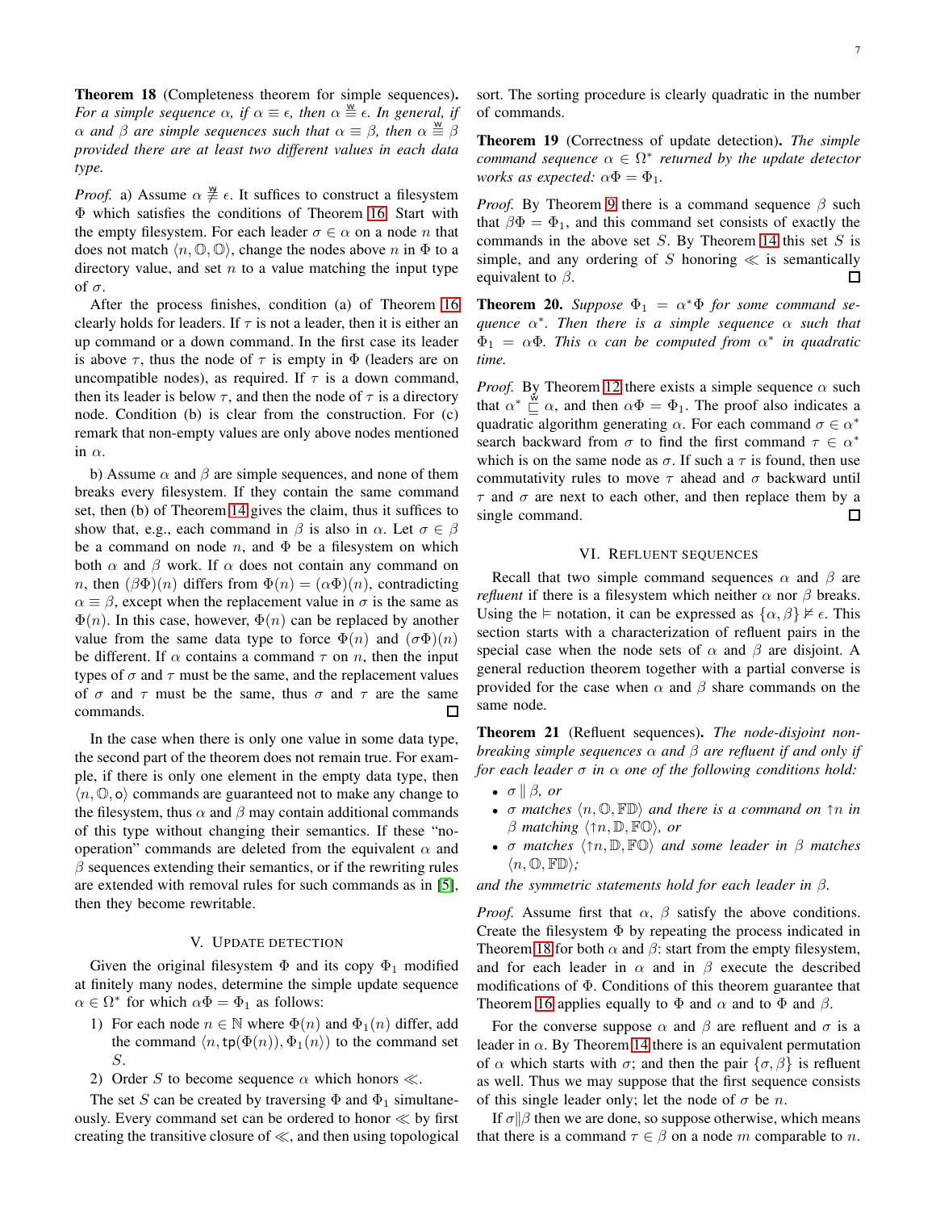**Theorem 18** (Completeness theorem for simple sequences)**.** *For a simple sequence $\alpha$, if $\alpha \equiv \epsilon$, then $\alpha \overset{\mathsf{w}}{\equiv} \epsilon$. In general, if $\alpha$ and $\beta$ are simple sequences such that $\alpha \equiv \beta$, then $\alpha \overset{\mathsf{w}}{\equiv} \beta$ provided there are at least two different values in each data type.*

*Proof.* a) Assume $\alpha \overset{\mathsf{w}}{\not\equiv} \epsilon$. It suffices to construct a filesystem $\Phi$ which satisfies the conditions of Theorem 16. Start with the empty filesystem. For each leader $\sigma \in \alpha$ on a node $n$ that does not match $\langle n, \mathbb{O}, \mathbb{O} \rangle$, change the nodes above $n$ in $\Phi$ to a directory value, and set $n$ to a value matching the input type of $\sigma$.

After the process finishes, condition (a) of Theorem 16 clearly holds for leaders. If $\tau$ is not a leader, then it is either an up command or a down command. In the first case its leader is above $\tau$, thus the node of $\tau$ is empty in $\Phi$ (leaders are on uncompatible nodes), as required. If $\tau$ is a down command, then its leader is below $\tau$, and then the node of $\tau$ is a directory node. Condition (b) is clear from the construction. For (c) remark that non-empty values are only above nodes mentioned in $\alpha$.

b) Assume $\alpha$ and $\beta$ are simple sequences, and none of them breaks every filesystem. If they contain the same command set, then (b) of Theorem 14 gives the claim, thus it suffices to show that, e.g., each command in $\beta$ is also in $\alpha$. Let $\sigma \in \beta$ be a command on node $n$, and $\Phi$ be a filesystem on which both $\alpha$ and $\beta$ work. If $\alpha$ does not contain any command on $n$, then $(\beta\Phi)(n)$ differs from $\Phi(n) = (\alpha\Phi)(n)$, contradicting $\alpha \equiv \beta$, except when the replacement value in $\sigma$ is the same as $\Phi(n)$. In this case, however, $\Phi(n)$ can be replaced by another value from the same data type to force $\Phi(n)$ and $(\sigma\Phi)(n)$ be different. If $\alpha$ contains a command $\tau$ on $n$, then the input types of $\sigma$ and $\tau$ must be the same, and the replacement values of $\sigma$ and $\tau$ must be the same, thus $\sigma$ and $\tau$ are the same commands. ☐

In the case when there is only one value in some data type, the second part of the theorem does not remain true. For example, if there is only one element in the empty data type, then $\langle n, \mathbb{O}, \circ \rangle$ commands are guaranteed not to make any change to the filesystem, thus $\alpha$ and $\beta$ may contain additional commands of this type without changing their semantics. If these "no-operation" commands are deleted from the equivalent $\alpha$ and $\beta$ sequences extending their semantics, or if the rewriting rules are extended with removal rules for such commands as in [5], then they become rewritable.

## V. Update detection

Given the original filesystem $\Phi$ and its copy $\Phi_1$ modified at finitely many nodes, determine the simple update sequence $\alpha \in \Omega^*$ for which $\alpha\Phi = \Phi_1$ as follows:

1) For each node $n \in \mathbb{N}$ where $\Phi(n)$ and $\Phi_1(n)$ differ, add the command $\langle n, \mathsf{tp}(\Phi(n)), \Phi_1(n) \rangle$ to the command set $S$.
2) Order $S$ to become sequence $\alpha$ which honors $\ll$.

The set $S$ can be created by traversing $\Phi$ and $\Phi_1$ simultaneously. Every command set can be ordered to honor $\ll$ by first creating the transitive closure of $\ll$, and then using topological sort. The sorting procedure is clearly quadratic in the number of commands.

**Theorem 19** (Correctness of update detection)**.** *The simple command sequence $\alpha \in \Omega^*$ returned by the update detector works as expected: $\alpha\Phi = \Phi_1$.*

*Proof.* By Theorem 9 there is a command sequence $\beta$ such that $\beta\Phi = \Phi_1$, and this command set consists of exactly the commands in the above set $S$. By Theorem 14 this set $S$ is simple, and any ordering of $S$ honoring $\ll$ is semantically equivalent to $\beta$. ☐

**Theorem 20.** *Suppose $\Phi_1 = \alpha^*\Phi$ for some command sequence $\alpha^*$. Then there is a simple sequence $\alpha$ such that $\Phi_1 = \alpha\Phi$. This $\alpha$ can be computed from $\alpha^*$ in quadratic time.*

*Proof.* By Theorem 12 there exists a simple sequence $\alpha$ such that $\alpha^* \overset{\mathsf{w}}{\sqsubseteq} \alpha$, and then $\alpha\Phi = \Phi_1$. The proof also indicates a quadratic algorithm generating $\alpha$. For each command $\sigma \in \alpha^*$ search backward from $\sigma$ to find the first command $\tau \in \alpha^*$ which is on the same node as $\sigma$. If such a $\tau$ is found, then use commutativity rules to move $\tau$ ahead and $\sigma$ backward until $\tau$ and $\sigma$ are next to each other, and then replace them by a single command. ☐

## VI. Refluent sequences

Recall that two simple command sequences $\alpha$ and $\beta$ are *refluent* if there is a filesystem which neither $\alpha$ nor $\beta$ breaks. Using the $\vDash$ notation, it can be expressed as $\{\alpha, \beta\} \nvDash \epsilon$. This section starts with a characterization of refluent pairs in the special case when the node sets of $\alpha$ and $\beta$ are disjoint. A general reduction theorem together with a partial converse is provided for the case when $\alpha$ and $\beta$ share commands on the same node.

**Theorem 21** (Refluent sequences)**.** *The node-disjoint non-breaking simple sequences $\alpha$ and $\beta$ are refluent if and only if for each leader $\sigma$ in $\alpha$ one of the following conditions hold:*

- *$\sigma \parallel \beta$, or*
- *$\sigma$ matches $\langle n, \mathbb{O}, \mathbb{FD} \rangle$ and there is a command on $\uparrow n$ in $\beta$ matching $\langle \uparrow n, \mathbb{D}, \mathbb{FO} \rangle$, or*
- *$\sigma$ matches $\langle \uparrow n, \mathbb{D}, \mathbb{FO} \rangle$ and some leader in $\beta$ matches $\langle n, \mathbb{O}, \mathbb{FD} \rangle$;*

*and the symmetric statements hold for each leader in $\beta$.*

*Proof.* Assume first that $\alpha$, $\beta$ satisfy the above conditions. Create the filesystem $\Phi$ by repeating the process indicated in Theorem 18 for both $\alpha$ and $\beta$: start from the empty filesystem, and for each leader in $\alpha$ and in $\beta$ execute the described modifications of $\Phi$. Conditions of this theorem guarantee that Theorem 16 applies equally to $\Phi$ and $\alpha$ and to $\Phi$ and $\beta$.

For the converse suppose $\alpha$ and $\beta$ are refluent and $\sigma$ is a leader in $\alpha$. By Theorem 14 there is an equivalent permutation of $\alpha$ which starts with $\sigma$; and then the pair $\{\sigma, \beta\}$ is refluent as well. Thus we may suppose that the first sequence consists of this single leader only; let the node of $\sigma$ be $n$.

If $\sigma \| \beta$ then we are done, so suppose otherwise, which means that there is a command $\tau \in \beta$ on a node $m$ comparable to $n$.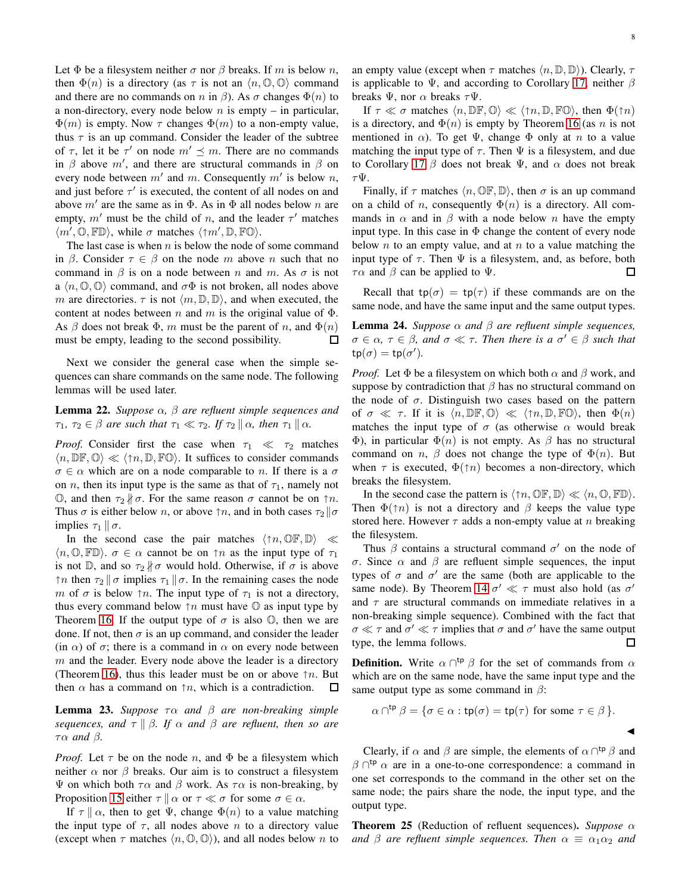Let $\Phi$ be a filesystem neither $\sigma$ nor $\beta$ breaks. If $m$ is below $n$, then $\Phi(n)$ is a directory (as $\tau$ is not an $\langle n, \mathbb{O}, \mathbb{O}\rangle$ command and there are no commands on $n$ in $\beta$). As $\sigma$ changes $\Phi(n)$ to a non-directory, every node below $n$ is empty – in particular, $\Phi(m)$ is empty. Now $\tau$ changes $\Phi(m)$ to a non-empty value, thus $\tau$ is an up command. Consider the leader of the subtree of $\tau$, let it be $\tau'$ on node $m' \preceq m$. There are no commands in $\beta$ above $m'$, and there are structural commands in $\beta$ on every node between $m'$ and $m$. Consequently $m'$ is below $n$, and just before $\tau'$ is executed, the content of all nodes on and above $m'$ are the same as in $\Phi$. As in $\Phi$ all nodes below $n$ are empty, $m'$ must be the child of $n$, and the leader $\tau'$ matches $\langle m', \mathbb{O}, \mathbb{FD}\rangle$, while $\sigma$ matches $\langle \uparrow m', \mathbb{D}, \mathbb{FO}\rangle$.

The last case is when $n$ is below the node of some command in $\beta$. Consider $\tau \in \beta$ on the node $m$ above $n$ such that no command in $\beta$ is on a node between $n$ and $m$. As $\sigma$ is not a $\langle n, \mathbb{O}, \mathbb{O}\rangle$ command, and $\sigma\Phi$ is not broken, all nodes above $m$ are directories. $\tau$ is not $\langle m, \mathbb{D}, \mathbb{D}\rangle$, and when executed, the content at nodes between $n$ and $m$ is the original value of $\Phi$. As $\beta$ does not break $\Phi$, $m$ must be the parent of $n$, and $\Phi(n)$ must be empty, leading to the second possibility. ∎

Next we consider the general case when the simple sequences can share commands on the same node. The following lemmas will be used later.

**Lemma 22.** *Suppose $\alpha$, $\beta$ are refluent simple sequences and $\tau_1$, $\tau_2 \in \beta$ are such that $\tau_1 \ll \tau_2$. If $\tau_2 \parallel \alpha$, then $\tau_1 \parallel \alpha$.*

*Proof.* Consider first the case when $\tau_1 \ll \tau_2$ matches $\langle n, \mathbb{DF}, \mathbb{O}\rangle \ll \langle \uparrow n, \mathbb{D}, \mathbb{FO}\rangle$. It suffices to consider commands $\sigma \in \alpha$ which are on a node comparable to $n$. If there is a $\sigma$ on $n$, then its input type is the same as that of $\tau_1$, namely not $\mathbb{O}$, and then $\tau_2 \nparallel \sigma$. For the same reason $\sigma$ cannot be on $\uparrow n$. Thus $\sigma$ is either below $n$, or above $\uparrow n$, and in both cases $\tau_2 \parallel \sigma$ implies $\tau_1 \parallel \sigma$.

In the second case the pair matches $\langle \uparrow n, \mathbb{OF}, \mathbb{D}\rangle \ll \langle n, \mathbb{O}, \mathbb{FD}\rangle$. $\sigma \in \alpha$ cannot be on $\uparrow n$ as the input type of $\tau_1$ is not $\mathbb{D}$, and so $\tau_2 \nparallel \sigma$ would hold. Otherwise, if $\sigma$ is above $\uparrow n$ then $\tau_2 \parallel \sigma$ implies $\tau_1 \parallel \sigma$. In the remaining cases the node $m$ of $\sigma$ is below $\uparrow n$. The input type of $\tau_1$ is not a directory, thus every command below $\uparrow n$ must have $\mathbb{O}$ as input type by Theorem 16. If the output type of $\sigma$ is also $\mathbb{O}$, then we are done. If not, then $\sigma$ is an up command, and consider the leader (in $\alpha$) of $\sigma$; there is a command in $\alpha$ on every node between $m$ and the leader. Every node above the leader is a directory (Theorem 16), thus this leader must be on or above $\uparrow n$. But then $\alpha$ has a command on $\uparrow n$, which is a contradiction. ∎

**Lemma 23.** *Suppose $\tau\alpha$ and $\beta$ are non-breaking simple sequences, and $\tau \parallel \beta$. If $\alpha$ and $\beta$ are refluent, then so are $\tau\alpha$ and $\beta$.*

*Proof.* Let $\tau$ be on the node $n$, and $\Phi$ be a filesystem which neither $\alpha$ nor $\beta$ breaks. Our aim is to construct a filesystem $\Psi$ on which both $\tau\alpha$ and $\beta$ work. As $\tau\alpha$ is non-breaking, by Proposition 15 either $\tau \parallel \alpha$ or $\tau \ll \sigma$ for some $\sigma \in \alpha$.

If $\tau \parallel \alpha$, then to get $\Psi$, change $\Phi(n)$ to a value matching the input type of $\tau$, all nodes above $n$ to a directory value (except when $\tau$ matches $\langle n, \mathbb{O}, \mathbb{O}\rangle$), and all nodes below $n$ to an empty value (except when $\tau$ matches $\langle n, \mathbb{D}, \mathbb{D}\rangle$). Clearly, $\tau$ is applicable to $\Psi$, and according to Corollary 17, neither $\beta$ breaks $\Psi$, nor $\alpha$ breaks $\tau\Psi$.

If $\tau \ll \sigma$ matches $\langle n, \mathbb{DF}, \mathbb{O}\rangle \ll \langle \uparrow n, \mathbb{D}, \mathbb{FO}\rangle$, then $\Phi(\uparrow n)$ is a directory, and $\Phi(n)$ is empty by Theorem 16 (as $n$ is not mentioned in $\alpha$). To get $\Psi$, change $\Phi$ only at $n$ to a value matching the input type of $\tau$. Then $\Psi$ is a filesystem, and due to Corollary 17 $\beta$ does not break $\Psi$, and $\alpha$ does not break $\tau\Psi$.

Finally, if $\tau$ matches $\langle n, \mathbb{OF}, \mathbb{D}\rangle$, then $\sigma$ is an up command on a child of $n$, consequently $\Phi(n)$ is a directory. All commands in $\alpha$ and in $\beta$ with a node below $n$ have the empty input type. In this case in $\Phi$ change the content of every node below $n$ to an empty value, and at $n$ to a value matching the input type of $\tau$. Then $\Psi$ is a filesystem, and, as before, both $\tau\alpha$ and $\beta$ can be applied to $\Psi$. ∎

Recall that $\mathsf{tp}(\sigma) = \mathsf{tp}(\tau)$ if these commands are on the same node, and have the same input and the same output types.

**Lemma 24.** *Suppose $\alpha$ and $\beta$ are refluent simple sequences, $\sigma \in \alpha$, $\tau \in \beta$, and $\sigma \ll \tau$. Then there is a $\sigma' \in \beta$ such that $\mathsf{tp}(\sigma) = \mathsf{tp}(\sigma')$.*

*Proof.* Let $\Phi$ be a filesystem on which both $\alpha$ and $\beta$ work, and suppose by contradiction that $\beta$ has no structural command on the node of $\sigma$. Distinguish two cases based on the pattern of $\sigma \ll \tau$. If it is $\langle n, \mathbb{DF}, \mathbb{O}\rangle \ll \langle \uparrow n, \mathbb{D}, \mathbb{FO}\rangle$, then $\Phi(n)$ matches the input type of $\sigma$ (as otherwise $\alpha$ would break $\Phi$), in particular $\Phi(n)$ is not empty. As $\beta$ has no structural command on $n$, $\beta$ does not change the type of $\Phi(n)$. But when $\tau$ is executed, $\Phi(\uparrow n)$ becomes a non-directory, which breaks the filesystem.

In the second case the pattern is $\langle \uparrow n, \mathbb{OF}, \mathbb{D}\rangle \ll \langle n, \mathbb{O}, \mathbb{FD}\rangle$. Then $\Phi(\uparrow n)$ is not a directory and $\beta$ keeps the value type stored here. However $\tau$ adds a non-empty value at $n$ breaking the filesystem.

Thus $\beta$ contains a structural command $\sigma'$ on the node of $\sigma$. Since $\alpha$ and $\beta$ are refluent simple sequences, the input types of $\sigma$ and $\sigma'$ are the same (both are applicable to the same node). By Theorem 14 $\sigma' \ll \tau$ must also hold (as $\sigma'$ and $\tau$ are structural commands on immediate relatives in a non-breaking simple sequence). Combined with the fact that $\sigma \ll \tau$ and $\sigma' \ll \tau$ implies that $\sigma$ and $\sigma'$ have the same output type, the lemma follows. ∎

**Definition.** Write $\alpha \cap^{\mathsf{tp}} \beta$ for the set of commands from $\alpha$ which are on the same node, have the same input type and the same output type as some command in $\beta$:

$$\alpha \cap^{\mathsf{tp}} \beta = \{\sigma \in \alpha : \mathsf{tp}(\sigma) = \mathsf{tp}(\tau) \text{ for some } \tau \in \beta\}.$$

◀

Clearly, if $\alpha$ and $\beta$ are simple, the elements of $\alpha \cap^{\mathsf{tp}} \beta$ and $\beta \cap^{\mathsf{tp}} \alpha$ are in a one-to-one correspondence: a command in one set corresponds to the command in the other set on the same node; the pairs share the node, the input type, and the output type.

**Theorem 25** (Reduction of refluent sequences). *Suppose $\alpha$ and $\beta$ are refluent simple sequences. Then $\alpha \equiv \alpha_1\alpha_2$ and*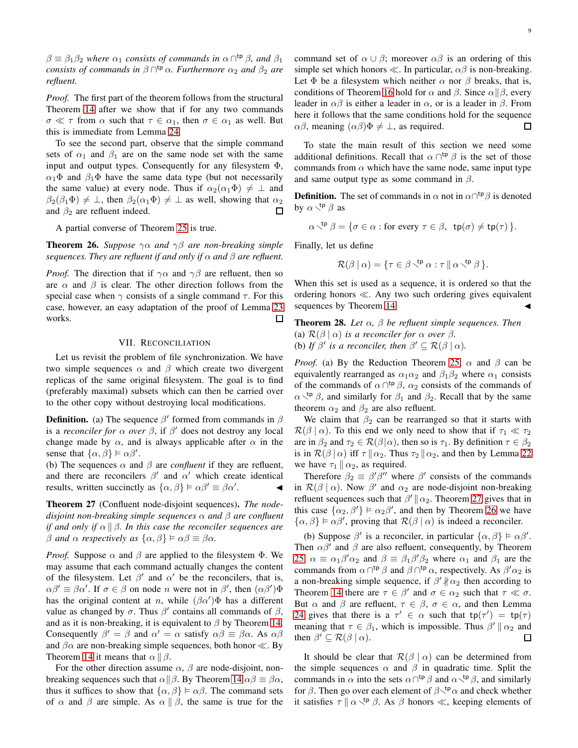$\beta \equiv \beta_1\beta_2$ *where* $\alpha_1$ *consists of commands in* $\alpha \cap^{\mathsf{tp}} \beta$*, and* $\beta_1$ *consists of commands in* $\beta \cap^{\mathsf{tp}} \alpha$*. Furthermore* $\alpha_2$ *and* $\beta_2$ *are refluent.*

*Proof.* The first part of the theorem follows from the structural Theorem 14 after we show that if for any two commands $\sigma \ll \tau$ from $\alpha$ such that $\tau \in \alpha_1$, then $\sigma \in \alpha_1$ as well. But this is immediate from Lemma 24.

To see the second part, observe that the simple command sets of $\alpha_1$ and $\beta_1$ are on the same node set with the same input and output types. Consequently for any filesystem $\Phi$, $\alpha_1\Phi$ and $\beta_1\Phi$ have the same data type (but not necessarily the same value) at every node. Thus if $\alpha_2(\alpha_1\Phi) \neq \bot$ and $\beta_2(\beta_1\Phi) \neq \bot$, then $\beta_2(\alpha_1\Phi) \neq \bot$ as well, showing that $\alpha_2$ and $\beta_2$ are refluent indeed. □

A partial converse of Theorem 25 is true.

**Theorem 26.** *Suppose* $\gamma\alpha$ *and* $\gamma\beta$ *are non-breaking simple sequences. They are refluent if and only if* $\alpha$ *and* $\beta$ *are refluent.*

*Proof.* The direction that if $\gamma\alpha$ and $\gamma\beta$ are refluent, then so are $\alpha$ and $\beta$ is clear. The other direction follows from the special case when $\gamma$ consists of a single command $\tau$. For this case, however, an easy adaptation of the proof of Lemma 23 works. □

## VII. Reconciliation

Let us revisit the problem of file synchronization. We have two simple sequences $\alpha$ and $\beta$ which create two divergent replicas of the same original filesystem. The goal is to find (preferably maximal) subsets which can then be carried over to the other copy without destroying local modifications.

**Definition.** (a) The sequence $\beta'$ formed from commands in $\beta$ is a *reconciler for* $\alpha$ *over* $\beta$, if $\beta'$ does not destroy any local change made by $\alpha$, and is always applicable after $\alpha$ in the sense that $\{\alpha, \beta\} \vDash \alpha\beta'$.
(b) The sequences $\alpha$ and $\beta$ are *confluent* if they are refluent, and there are reconcilers $\beta'$ and $\alpha'$ which create identical results, written succinctly as $\{\alpha, \beta\} \vDash \alpha\beta' \equiv \beta\alpha'$. ◀

**Theorem 27** (Confluent node-disjoint sequences)**.** *The node-disjoint non-breaking simple sequences* $\alpha$ *and* $\beta$ *are confluent if and only if* $\alpha \parallel \beta$*. In this case the reconciler sequences are* $\beta$ *and* $\alpha$ *respectively as* $\{\alpha, \beta\} \vDash \alpha\beta \equiv \beta\alpha$*.*

*Proof.* Suppose $\alpha$ and $\beta$ are applied to the filesystem $\Phi$. We may assume that each command actually changes the content of the filesystem. Let $\beta'$ and $\alpha'$ be the reconcilers, that is, $\alpha\beta' \equiv \beta\alpha'$. If $\sigma \in \beta$ on node $n$ were not in $\beta'$, then $(\alpha\beta')\Phi$ has the original content at $n$, while $(\beta\alpha')\Phi$ has a different value as changed by $\sigma$. Thus $\beta'$ contains all commands of $\beta$, and as it is non-breaking, it is equivalent to $\beta$ by Theorem 14. Consequently $\beta' = \beta$ and $\alpha' = \alpha$ satisfy $\alpha\beta \equiv \beta\alpha$. As $\alpha\beta$ and $\beta\alpha$ are non-breaking simple sequences, both honor $\ll$. By Theorem 14 it means that $\alpha \parallel \beta$.

For the other direction assume $\alpha$, $\beta$ are node-disjoint, non-breaking sequences such that $\alpha \parallel \beta$. By Theorem 14 $\alpha\beta \equiv \beta\alpha$, thus it suffices to show that $\{\alpha, \beta\} \vDash \alpha\beta$. The command sets of $\alpha$ and $\beta$ are simple. As $\alpha \parallel \beta$, the same is true for the command set of $\alpha \cup \beta$; moreover $\alpha\beta$ is an ordering of this simple set which honors $\ll$. In particular, $\alpha\beta$ is non-breaking. Let $\Phi$ be a filesystem which neither $\alpha$ nor $\beta$ breaks, that is, conditions of Theorem 16 hold for $\alpha$ and $\beta$. Since $\alpha \parallel \beta$, every leader in $\alpha\beta$ is either a leader in $\alpha$, or is a leader in $\beta$. From here it follows that the same conditions hold for the sequence $\alpha\beta$, meaning $(\alpha\beta)\Phi \neq \bot$, as required. □

To state the main result of this section we need some additional definitions. Recall that $\alpha \cap^{\mathsf{tp}} \beta$ is the set of those commands from $\alpha$ which have the same node, same input type and same output type as some command in $\beta$.

**Definition.** The set of commands in $\alpha$ not in $\alpha \cap^{\mathsf{tp}} \beta$ is denoted by $\alpha \setminus^{\mathsf{tp}} \beta$ as

$$\alpha \setminus^{\mathsf{tp}} \beta = \{\sigma \in \alpha : \text{for every } \tau \in \beta,\ \ \mathsf{tp}(\sigma) \neq \mathsf{tp}(\tau)\}.$$

Finally, let us define

$$\mathcal{R}(\beta \mid \alpha) = \{\tau \in \beta \setminus^{\mathsf{tp}} \alpha : \tau \parallel \alpha \setminus^{\mathsf{tp}} \beta\}.$$

When this set is used as a sequence, it is ordered so that the ordering honors $\ll$. Any two such ordering gives equivalent sequences by Theorem 14. ◀

**Theorem 28.** *Let* $\alpha$*,* $\beta$ *be refluent simple sequences. Then*
(a) $\mathcal{R}(\beta \mid \alpha)$ *is a reconciler for* $\alpha$ *over* $\beta$*.*
(b) *If* $\beta'$ *is a reconciler, then* $\beta' \subseteq \mathcal{R}(\beta \mid \alpha)$*.*

*Proof.* (a) By the Reduction Theorem 25, $\alpha$ and $\beta$ can be equivalently rearranged as $\alpha_1\alpha_2$ and $\beta_1\beta_2$ where $\alpha_1$ consists of the commands of $\alpha \cap^{\mathsf{tp}} \beta$, $\alpha_2$ consists of the commands of $\alpha \setminus^{\mathsf{tp}} \beta$, and similarly for $\beta_1$ and $\beta_2$. Recall that by the same theorem $\alpha_2$ and $\beta_2$ are also refluent.

We claim that $\beta_2$ can be rearranged so that it starts with $\mathcal{R}(\beta \mid \alpha)$. To this end we only need to show that if $\tau_1 \ll \tau_2$ are in $\beta_2$ and $\tau_2 \in \mathcal{R}(\beta|\alpha)$, then so is $\tau_1$. By definition $\tau \in \beta_2$ is in $\mathcal{R}(\beta \mid \alpha)$ iff $\tau \parallel \alpha_2$. Thus $\tau_2 \parallel \alpha_2$, and then by Lemma 22 we have $\tau_1 \parallel \alpha_2$, as required.

Therefore $\beta_2 \equiv \beta'\beta''$ where $\beta'$ consists of the commands in $\mathcal{R}(\beta \mid \alpha)$. Now $\beta'$ and $\alpha_2$ are node-disjoint non-breaking refluent sequences such that $\beta' \parallel \alpha_2$. Theorem 27 gives that in this case $\{\alpha_2, \beta'\} \vDash \alpha_2\beta'$, and then by Theorem 26 we have $\{\alpha, \beta\} \vDash \alpha\beta'$, proving that $\mathcal{R}(\beta \mid \alpha)$ is indeed a reconciler.

(b) Suppose $\beta'$ is a reconciler, in particular $\{\alpha, \beta\} \vDash \alpha\beta'$. Then $\alpha\beta'$ and $\beta$ are also refluent, consequently, by Theorem 25, $\alpha \equiv \alpha_1\beta'\alpha_2$ and $\beta \equiv \beta_1\beta'\beta_2$ where $\alpha_1$ and $\beta_1$ are the commands from $\alpha \cap^{\mathsf{tp}} \beta$ and $\beta \cap^{\mathsf{tp}} \alpha$, respectively. As $\beta'\alpha_2$ is a non-breaking simple sequence, if $\beta' \not\parallel \alpha_2$ then according to Theorem 14 there are $\tau \in \beta'$ and $\sigma \in \alpha_2$ such that $\tau \ll \sigma$. But $\alpha$ and $\beta$ are refluent, $\tau \in \beta$, $\sigma \in \alpha$, and then Lemma 24 gives that there is a $\tau' \in \alpha$ such that $\mathsf{tp}(\tau') = \mathsf{tp}(\tau)$ meaning that $\tau \in \beta_1$, which is impossible. Thus $\beta' \parallel \alpha_2$ and then $\beta' \subseteq \mathcal{R}(\beta \mid \alpha)$. □

It should be clear that $\mathcal{R}(\beta \mid \alpha)$ can be determined from the simple sequences $\alpha$ and $\beta$ in quadratic time. Split the commands in $\alpha$ into the sets $\alpha \cap^{\mathsf{tp}} \beta$ and $\alpha \setminus^{\mathsf{tp}} \beta$, and similarly for $\beta$. Then go over each element of $\beta \setminus^{\mathsf{tp}} \alpha$ and check whether it satisfies $\tau \parallel \alpha \setminus^{\mathsf{tp}} \beta$. As $\beta$ honors $\ll$, keeping elements of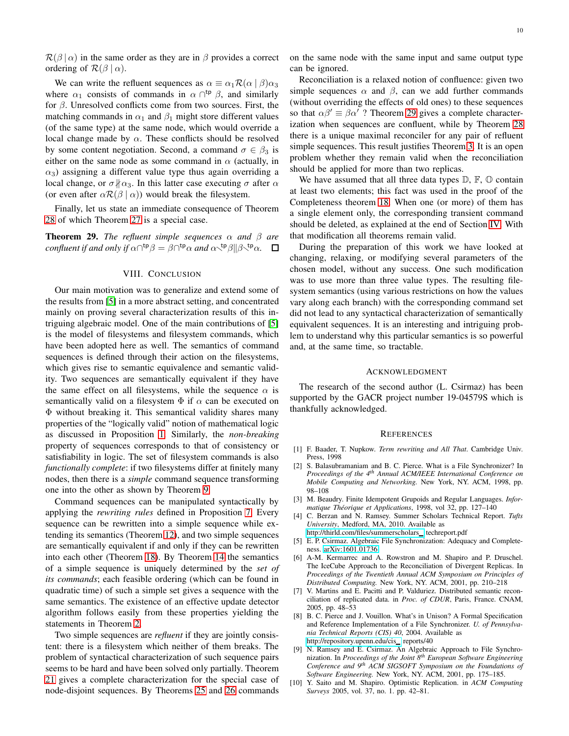$\mathcal{R}(\beta \,|\, \alpha)$ in the same order as they are in $\beta$ provides a correct ordering of $\mathcal{R}(\beta \,|\, \alpha)$.

We can write the refluent sequences as $\alpha \equiv \alpha_1 \mathcal{R}(\alpha \mid \beta)\alpha_3$ where $\alpha_1$ consists of commands in $\alpha \cap^{\mathsf{tp}} \beta$, and similarly for $\beta$. Unresolved conflicts come from two sources. First, the matching commands in $\alpha_1$ and $\beta_1$ might store different values (of the same type) at the same node, which would override a local change made by $\alpha$. These conflicts should be resolved by some content negotiation. Second, a command $\sigma \in \beta_3$ is either on the same node as some command in $\alpha$ (actually, in $\alpha_3$) assigning a different value type thus again overriding a local change, or $\sigma \not\parallel \alpha_3$. In this latter case executing $\sigma$ after $\alpha$ (or even after $\alpha\mathcal{R}(\beta \mid \alpha)$) would break the filesystem.

Finally, let us state an immediate consequence of Theorem 28 of which Theorem 27 is a special case.

**Theorem 29.** *The refluent simple sequences $\alpha$ and $\beta$ are confluent if and only if $\alpha \cap^{\mathsf{tp}} \beta = \beta \cap^{\mathsf{tp}} \alpha$ and $\alpha \setminus^{\mathsf{tp}} \beta \| \beta \setminus^{\mathsf{tp}} \alpha$.* $\square$

## VIII. Conclusion

Our main motivation was to generalize and extend some of the results from [5] in a more abstract setting, and concentrated mainly on proving several characterization results of this intriguing algebraic model. One of the main contributions of [5] is the model of filesystems and filesystem commands, which have been adopted here as well. The semantics of command sequences is defined through their action on the filesystems, which gives rise to semantic equivalence and semantic validity. Two sequences are semantically equivalent if they have the same effect on all filesystems, while the sequence $\alpha$ is semantically valid on a filesystem $\Phi$ if $\alpha$ can be executed on $\Phi$ without breaking it. This semantical validity shares many properties of the "logically valid" notion of mathematical logic as discussed in Proposition 1. Similarly, the *non-breaking* property of sequences corresponds to that of consistency or satisfiability in logic. The set of filesystem commands is also *functionally complete*: if two filesystems differ at finitely many nodes, then there is a *simple* command sequence transforming one into the other as shown by Theorem 9.

Command sequences can be manipulated syntactically by applying the *rewriting rules* defined in Proposition 7. Every sequence can be rewritten into a simple sequence while extending its semantics (Theorem 12), and two simple sequences are semantically equivalent if and only if they can be rewritten into each other (Theorem 18). By Theorem 14 the semantics of a simple sequence is uniquely determined by the *set of its commands*; each feasible ordering (which can be found in quadratic time) of such a simple set gives a sequence with the same semantics. The existence of an effective update detector algorithm follows easily from these properties yielding the statements in Theorem 2.

Two simple sequences are *refluent* if they are jointly consistent: there is a filesystem which neither of them breaks. The problem of syntactical characterization of such sequence pairs seems to be hard and have been solved only partially. Theorem 21 gives a complete characterization for the special case of node-disjoint sequences. By Theorems 25 and 26 commands on the same node with the same input and same output type can be ignored.

Reconciliation is a relaxed notion of confluence: given two simple sequences $\alpha$ and $\beta$, can we add further commands (without overriding the effects of old ones) to these sequences so that $\alpha\beta' \equiv \beta\alpha'$ ? Theorem 29 gives a complete characterization when sequences are confluent, while by Theorem 28 there is a unique maximal reconciler for any pair of refluent simple sequences. This result justifies Theorem 3. It is an open problem whether they remain valid when the reconciliation should be applied for more than two replicas.

We have assumed that all three data types $\mathbb{D}$, $\mathbb{F}$, $\mathbb{O}$ contain at least two elements; this fact was used in the proof of the Completeness theorem 18. When one (or more) of them has a single element only, the corresponding transient command should be deleted, as explained at the end of Section IV. With that modification all theorems remain valid.

During the preparation of this work we have looked at changing, relaxing, or modifying several parameters of the chosen model, without any success. One such modification was to use more than three value types. The resulting filesystem semantics (using various restrictions on how the values vary along each branch) with the corresponding command set did not lead to any syntactical characterization of semantically equivalent sequences. It is an interesting and intriguing problem to understand why this particular semantics is so powerful and, at the same time, so tractable.

## Acknowledgment

The research of the second author (L. Csirmaz) has been supported by the GACR project number 19-04579S which is thankfully acknowledged.

## References

[1] F. Baader, T. Nupkow. *Term rewriting and All That*. Cambridge Univ. Press, 1998

[2] S. Balasubramaniam and B. C. Pierce. What is a File Synchronizer? In *Proceedings of the 4th Annual ACM/IEEE International Conference on Mobile Computing and Networking.* New York, NY. ACM, 1998, pp. 98–108

[3] M. Beaudry. Finite Idempotent Grupoids and Regular Languages. *Informatique Théorique et Applications*, 1998, vol 32, pp. 127–140

[4] C. Berzan and N. Ramsey. Summer Scholars Technical Report. *Tufts University*, Medford, MA, 2010. Available as http://thirld.com/files/summerscholars_techreport.pdf

[5] E. P. Csirmaz. Algebraic File Synchronization: Adequacy and Completeness. arXiv:1601.01736

[6] A-M. Kermarrec and A. Rowstron and M. Shapiro and P. Druschel. The IceCube Approach to the Reconciliation of Divergent Replicas. In *Proceedings of the Twentieth Annual ACM Symposium on Principles of Distributed Computing.* New York, NY. ACM, 2001, pp. 210–218

[7] V. Martins and E. Pacitti and P. Valduriez. Distributed semantic reconciliation of replicated data. in *Proc. of CDUR*, Paris, France. CNAM, 2005, pp. 48–53

[8] B. C. Pierce and J. Vouillon. What's in Unison? A Formal Specification and Reference Implementation of a File Synchronizer. *U. of Pennsylvania Technical Reports (CIS) 40*, 2004. Available as http://repository.upenn.edu/cis_reports/40

[9] N. Ramsey and E. Csirmaz. An Algebraic Approach to File Synchronization. In *Proceedings of the Joint 8th European Software Engineering Conference and 9th ACM SIGSOFT Symposium on the Foundations of Software Engineering.* New York, NY. ACM, 2001, pp. 175–185.

[10] Y. Saito and M. Shapiro. Optimistic Replication. in *ACM Computing Surveys* 2005, vol. 37, no. 1. pp. 42–81.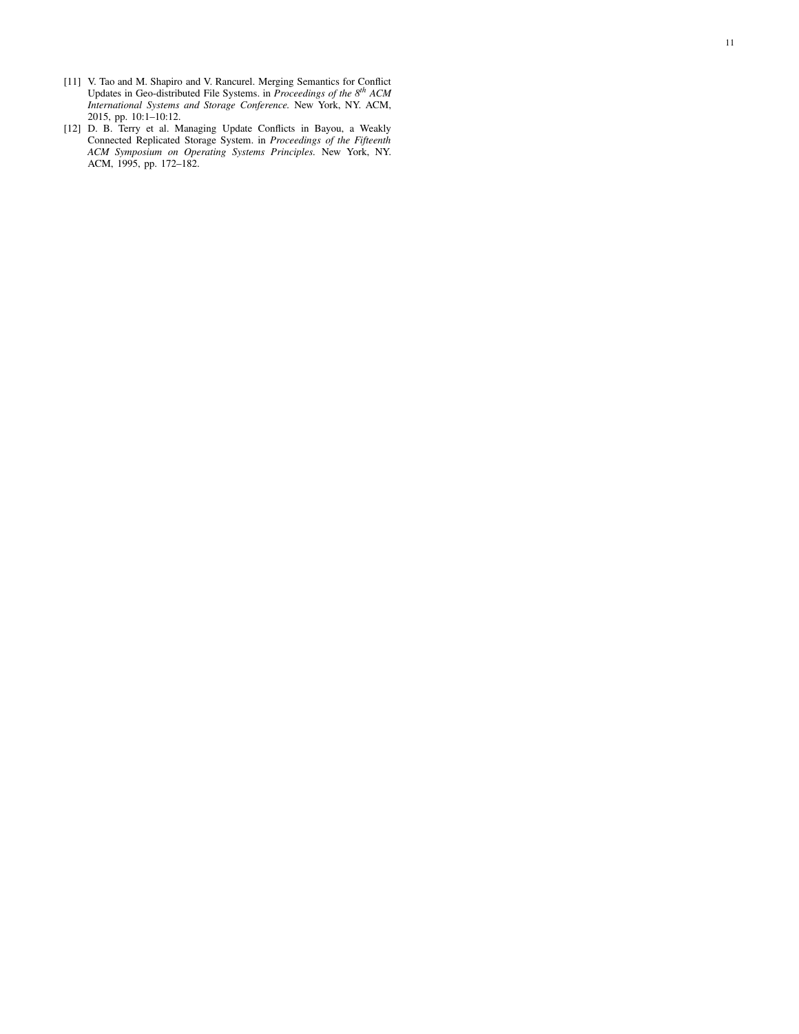[11] V. Tao and M. Shapiro and V. Rancurel. Merging Semantics for Conflict Updates in Geo-distributed File Systems. in *Proceedings of the 8th ACM International Systems and Storage Conference.* New York, NY. ACM, 2015, pp. 10:1–10:12.

[12] D. B. Terry et al. Managing Update Conflicts in Bayou, a Weakly Connected Replicated Storage System. in *Proceedings of the Fifteenth ACM Symposium on Operating Systems Principles.* New York, NY. ACM, 1995, pp. 172–182.